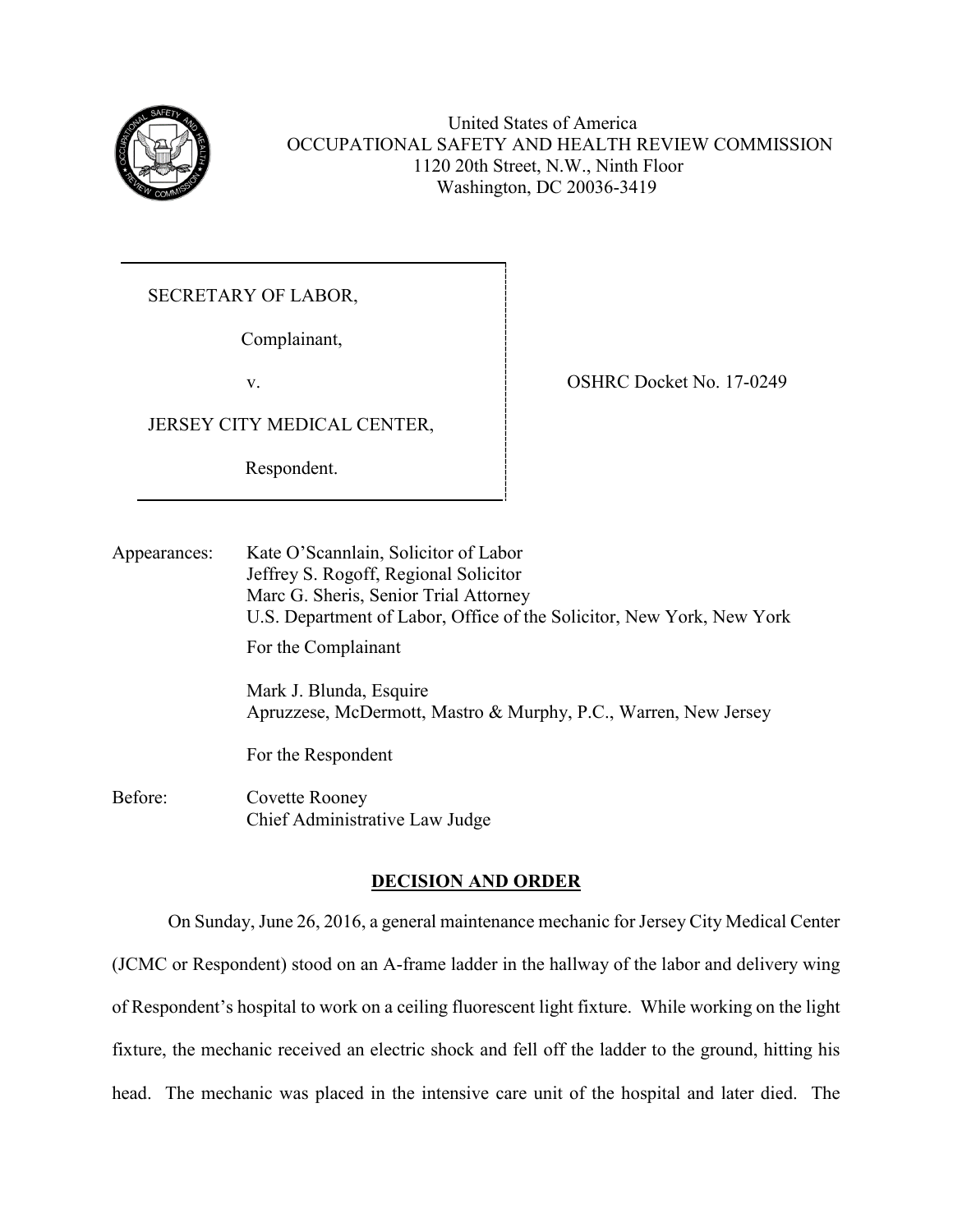United States of America
OCCUPATIONAL SAFETY AND HEALTH REVIEW COMMISSION
1120 20th Street, N.W., Ninth Floor
Washington, DC 20036-3419

| | |
|---|---|
| SECRETARY OF LABOR,<br><br>Complainant,<br><br>v.<br><br>JERSEY CITY MEDICAL CENTER,<br><br>Respondent. | OSHRC Docket No. 17-0249 |

Appearances: Kate O'Scannlain, Solicitor of Labor
Jeffrey S. Rogoff, Regional Solicitor
Marc G. Sheris, Senior Trial Attorney
U.S. Department of Labor, Office of the Solicitor, New York, New York

For the Complainant

Mark J. Blunda, Esquire
Apruzzese, McDermott, Mastro & Murphy, P.C., Warren, New Jersey

For the Respondent

Before: Covette Rooney
Chief Administrative Law Judge

## DECISION AND ORDER

On Sunday, June 26, 2016, a general maintenance mechanic for Jersey City Medical Center (JCMC or Respondent) stood on an A-frame ladder in the hallway of the labor and delivery wing of Respondent's hospital to work on a ceiling fluorescent light fixture. While working on the light fixture, the mechanic received an electric shock and fell off the ladder to the ground, hitting his head. The mechanic was placed in the intensive care unit of the hospital and later died. The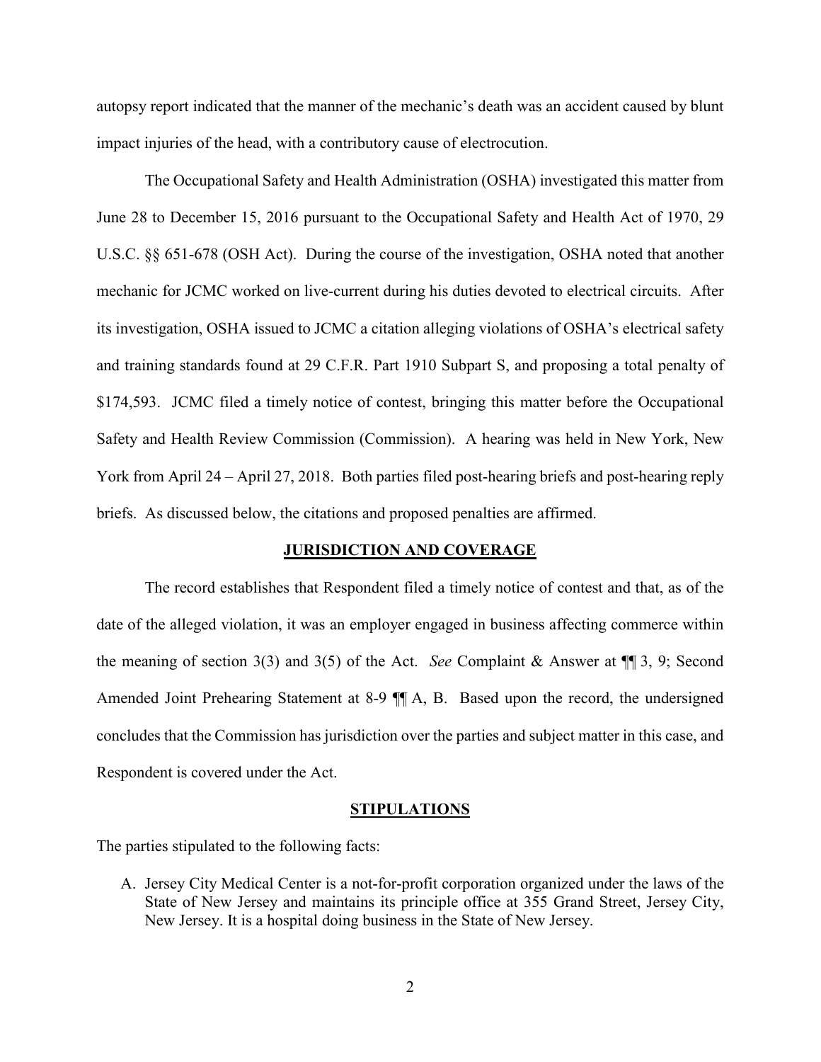autopsy report indicated that the manner of the mechanic's death was an accident caused by blunt impact injuries of the head, with a contributory cause of electrocution.

The Occupational Safety and Health Administration (OSHA) investigated this matter from June 28 to December 15, 2016 pursuant to the Occupational Safety and Health Act of 1970, 29 U.S.C. §§ 651-678 (OSH Act). During the course of the investigation, OSHA noted that another mechanic for JCMC worked on live-current during his duties devoted to electrical circuits. After its investigation, OSHA issued to JCMC a citation alleging violations of OSHA's electrical safety and training standards found at 29 C.F.R. Part 1910 Subpart S, and proposing a total penalty of $174,593. JCMC filed a timely notice of contest, bringing this matter before the Occupational Safety and Health Review Commission (Commission). A hearing was held in New York, New York from April 24 – April 27, 2018. Both parties filed post-hearing briefs and post-hearing reply briefs. As discussed below, the citations and proposed penalties are affirmed.

## JURISDICTION AND COVERAGE

The record establishes that Respondent filed a timely notice of contest and that, as of the date of the alleged violation, it was an employer engaged in business affecting commerce within the meaning of section 3(3) and 3(5) of the Act. *See* Complaint & Answer at ¶¶ 3, 9; Second Amended Joint Prehearing Statement at 8-9 ¶¶ A, B. Based upon the record, the undersigned concludes that the Commission has jurisdiction over the parties and subject matter in this case, and Respondent is covered under the Act.

## STIPULATIONS

The parties stipulated to the following facts:

A. Jersey City Medical Center is a not-for-profit corporation organized under the laws of the State of New Jersey and maintains its principle office at 355 Grand Street, Jersey City, New Jersey. It is a hospital doing business in the State of New Jersey.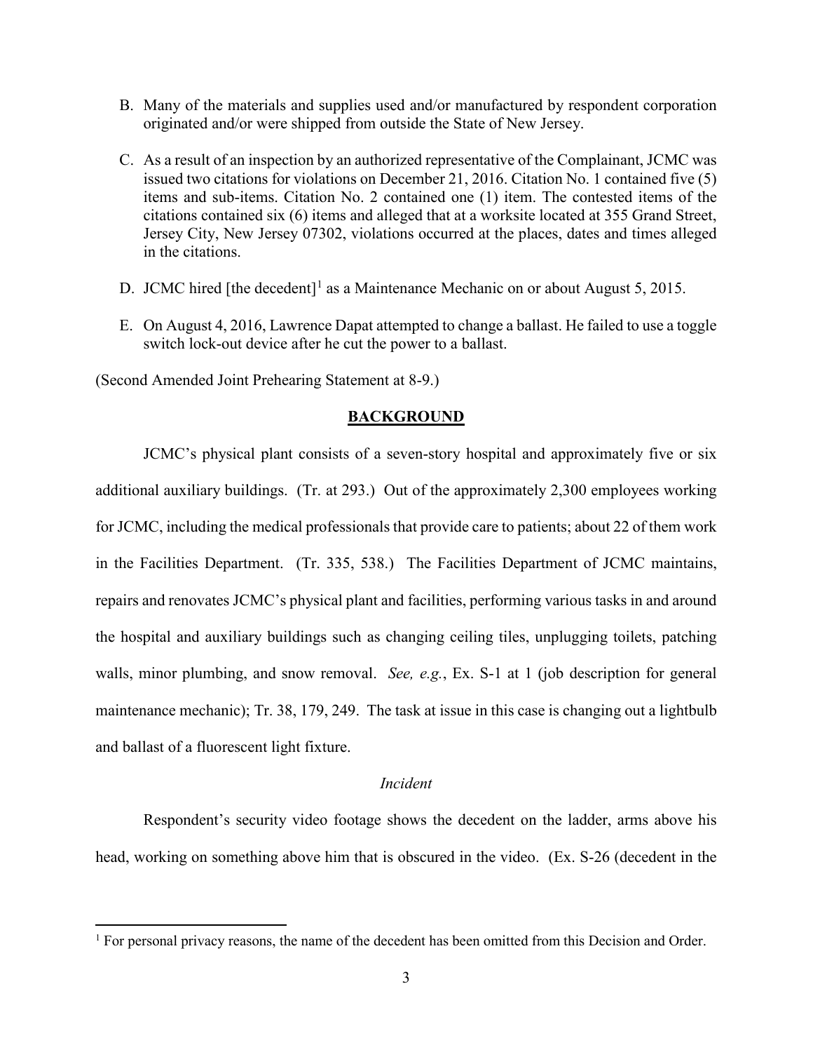B. Many of the materials and supplies used and/or manufactured by respondent corporation originated and/or were shipped from outside the State of New Jersey.

C. As a result of an inspection by an authorized representative of the Complainant, JCMC was issued two citations for violations on December 21, 2016. Citation No. 1 contained five (5) items and sub-items. Citation No. 2 contained one (1) item. The contested items of the citations contained six (6) items and alleged that at a worksite located at 355 Grand Street, Jersey City, New Jersey 07302, violations occurred at the places, dates and times alleged in the citations.

D. JCMC hired [the decedent][1] as a Maintenance Mechanic on or about August 5, 2015.

E. On August 4, 2016, Lawrence Dapat attempted to change a ballast. He failed to use a toggle switch lock-out device after he cut the power to a ballast.

(Second Amended Joint Prehearing Statement at 8-9.)

## BACKGROUND

JCMC's physical plant consists of a seven-story hospital and approximately five or six additional auxiliary buildings. (Tr. at 293.) Out of the approximately 2,300 employees working for JCMC, including the medical professionals that provide care to patients; about 22 of them work in the Facilities Department. (Tr. 335, 538.) The Facilities Department of JCMC maintains, repairs and renovates JCMC's physical plant and facilities, performing various tasks in and around the hospital and auxiliary buildings such as changing ceiling tiles, unplugging toilets, patching walls, minor plumbing, and snow removal. *See, e.g.*, Ex. S-1 at 1 (job description for general maintenance mechanic); Tr. 38, 179, 249. The task at issue in this case is changing out a lightbulb and ballast of a fluorescent light fixture.

### *Incident*

Respondent's security video footage shows the decedent on the ladder, arms above his head, working on something above him that is obscured in the video. (Ex. S-26 (decedent in the

[1] For personal privacy reasons, the name of the decedent has been omitted from this Decision and Order.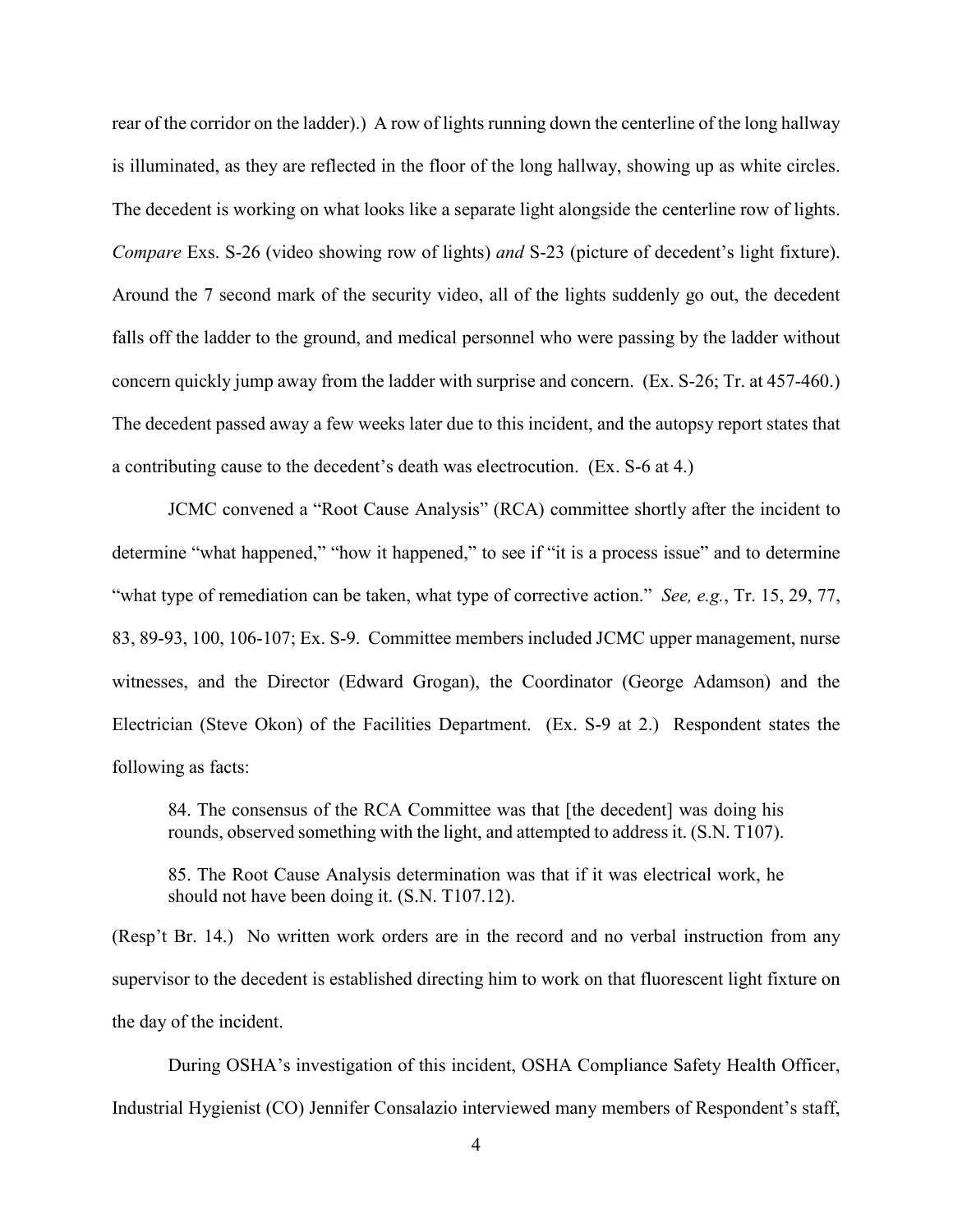rear of the corridor on the ladder).) A row of lights running down the centerline of the long hallway is illuminated, as they are reflected in the floor of the long hallway, showing up as white circles. The decedent is working on what looks like a separate light alongside the centerline row of lights. *Compare* Exs. S-26 (video showing row of lights) *and* S-23 (picture of decedent's light fixture). Around the 7 second mark of the security video, all of the lights suddenly go out, the decedent falls off the ladder to the ground, and medical personnel who were passing by the ladder without concern quickly jump away from the ladder with surprise and concern. (Ex. S-26; Tr. at 457-460.) The decedent passed away a few weeks later due to this incident, and the autopsy report states that a contributing cause to the decedent's death was electrocution. (Ex. S-6 at 4.)

JCMC convened a "Root Cause Analysis" (RCA) committee shortly after the incident to determine "what happened," "how it happened," to see if "it is a process issue" and to determine "what type of remediation can be taken, what type of corrective action." *See, e.g.*, Tr. 15, 29, 77, 83, 89-93, 100, 106-107; Ex. S-9. Committee members included JCMC upper management, nurse witnesses, and the Director (Edward Grogan), the Coordinator (George Adamson) and the Electrician (Steve Okon) of the Facilities Department. (Ex. S-9 at 2.) Respondent states the following as facts:

> 84. The consensus of the RCA Committee was that [the decedent] was doing his rounds, observed something with the light, and attempted to address it. (S.N. T107).
>
> 85. The Root Cause Analysis determination was that if it was electrical work, he should not have been doing it. (S.N. T107.12).

(Resp't Br. 14.) No written work orders are in the record and no verbal instruction from any supervisor to the decedent is established directing him to work on that fluorescent light fixture on the day of the incident.

During OSHA's investigation of this incident, OSHA Compliance Safety Health Officer, Industrial Hygienist (CO) Jennifer Consalazio interviewed many members of Respondent's staff,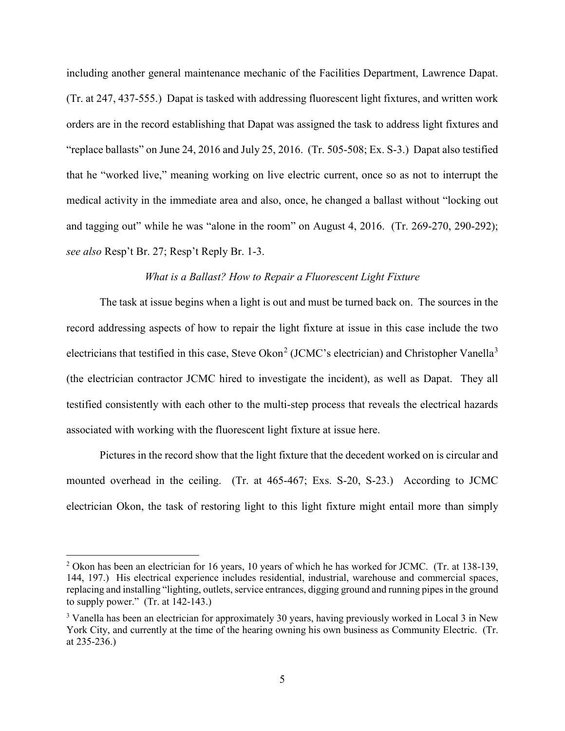including another general maintenance mechanic of the Facilities Department, Lawrence Dapat. (Tr. at 247, 437-555.) Dapat is tasked with addressing fluorescent light fixtures, and written work orders are in the record establishing that Dapat was assigned the task to address light fixtures and "replace ballasts" on June 24, 2016 and July 25, 2016. (Tr. 505-508; Ex. S-3.) Dapat also testified that he "worked live," meaning working on live electric current, once so as not to interrupt the medical activity in the immediate area and also, once, he changed a ballast without "locking out and tagging out" while he was "alone in the room" on August 4, 2016. (Tr. 269-270, 290-292); *see also* Resp't Br. 27; Resp't Reply Br. 1-3.

*What is a Ballast? How to Repair a Fluorescent Light Fixture*

The task at issue begins when a light is out and must be turned back on. The sources in the record addressing aspects of how to repair the light fixture at issue in this case include the two electricians that testified in this case, Steve Okon[2] (JCMC's electrician) and Christopher Vanella[3] (the electrician contractor JCMC hired to investigate the incident), as well as Dapat. They all testified consistently with each other to the multi-step process that reveals the electrical hazards associated with working with the fluorescent light fixture at issue here.

Pictures in the record show that the light fixture that the decedent worked on is circular and mounted overhead in the ceiling. (Tr. at 465-467; Exs. S-20, S-23.) According to JCMC electrician Okon, the task of restoring light to this light fixture might entail more than simply

---

[2] Okon has been an electrician for 16 years, 10 years of which he has worked for JCMC. (Tr. at 138-139, 144, 197.) His electrical experience includes residential, industrial, warehouse and commercial spaces, replacing and installing "lighting, outlets, service entrances, digging ground and running pipes in the ground to supply power." (Tr. at 142-143.)

[3] Vanella has been an electrician for approximately 30 years, having previously worked in Local 3 in New York City, and currently at the time of the hearing owning his own business as Community Electric. (Tr. at 235-236.)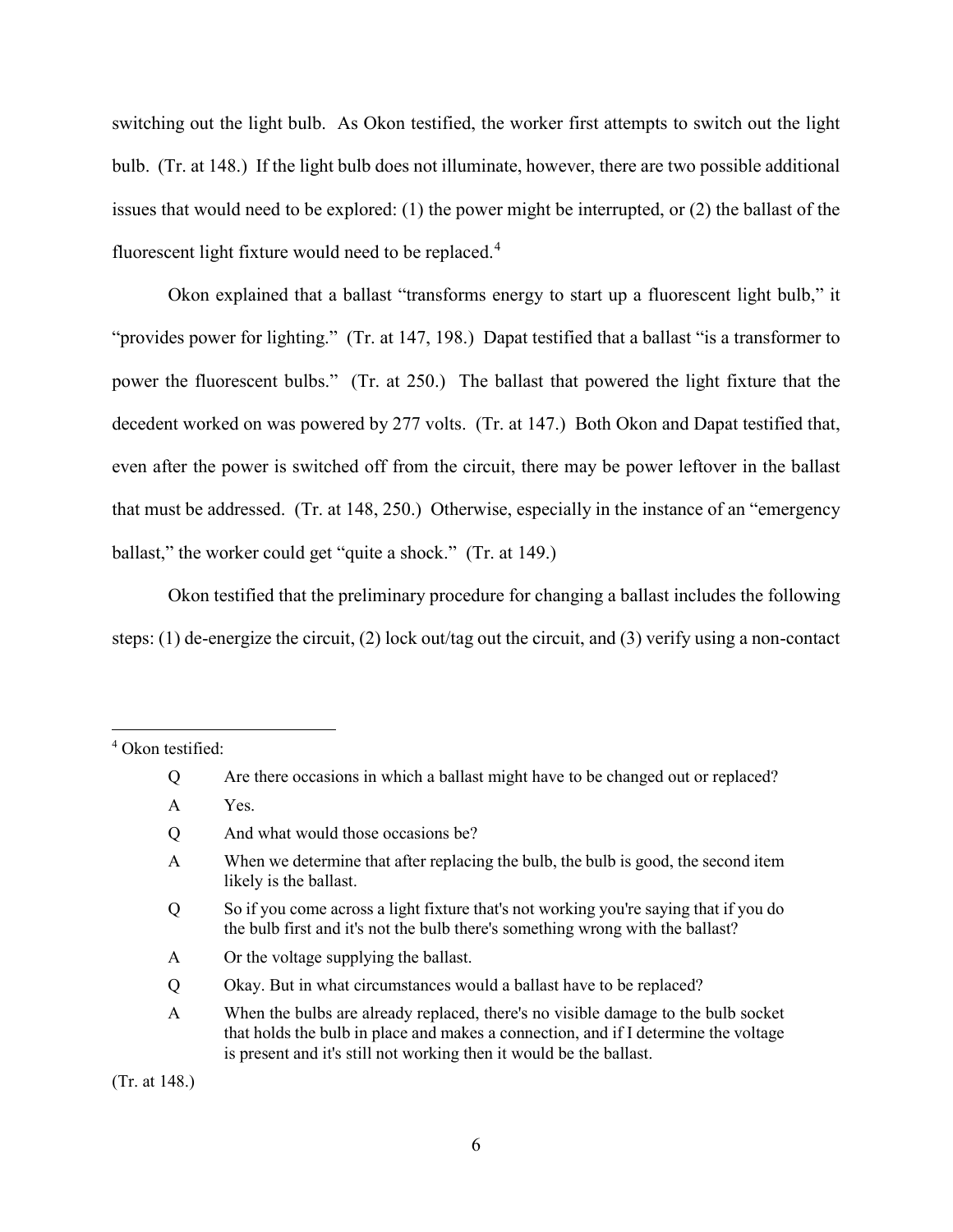switching out the light bulb. As Okon testified, the worker first attempts to switch out the light bulb. (Tr. at 148.) If the light bulb does not illuminate, however, there are two possible additional issues that would need to be explored: (1) the power might be interrupted, or (2) the ballast of the fluorescent light fixture would need to be replaced.[4]

Okon explained that a ballast "transforms energy to start up a fluorescent light bulb," it "provides power for lighting." (Tr. at 147, 198.) Dapat testified that a ballast "is a transformer to power the fluorescent bulbs." (Tr. at 250.) The ballast that powered the light fixture that the decedent worked on was powered by 277 volts. (Tr. at 147.) Both Okon and Dapat testified that, even after the power is switched off from the circuit, there may be power leftover in the ballast that must be addressed. (Tr. at 148, 250.) Otherwise, especially in the instance of an "emergency ballast," the worker could get "quite a shock." (Tr. at 149.)

Okon testified that the preliminary procedure for changing a ballast includes the following steps: (1) de-energize the circuit, (2) lock out/tag out the circuit, and (3) verify using a non-contact

---

[4] Okon testified:

> Q Are there occasions in which a ballast might have to be changed out or replaced?
>
> A Yes.
>
> Q And what would those occasions be?
>
> A When we determine that after replacing the bulb, the bulb is good, the second item likely is the ballast.
>
> Q So if you come across a light fixture that's not working you're saying that if you do the bulb first and it's not the bulb there's something wrong with the ballast?
>
> A Or the voltage supplying the ballast.
>
> Q Okay. But in what circumstances would a ballast have to be replaced?
>
> A When the bulbs are already replaced, there's no visible damage to the bulb socket that holds the bulb in place and makes a connection, and if I determine the voltage is present and it's still not working then it would be the ballast.

(Tr. at 148.)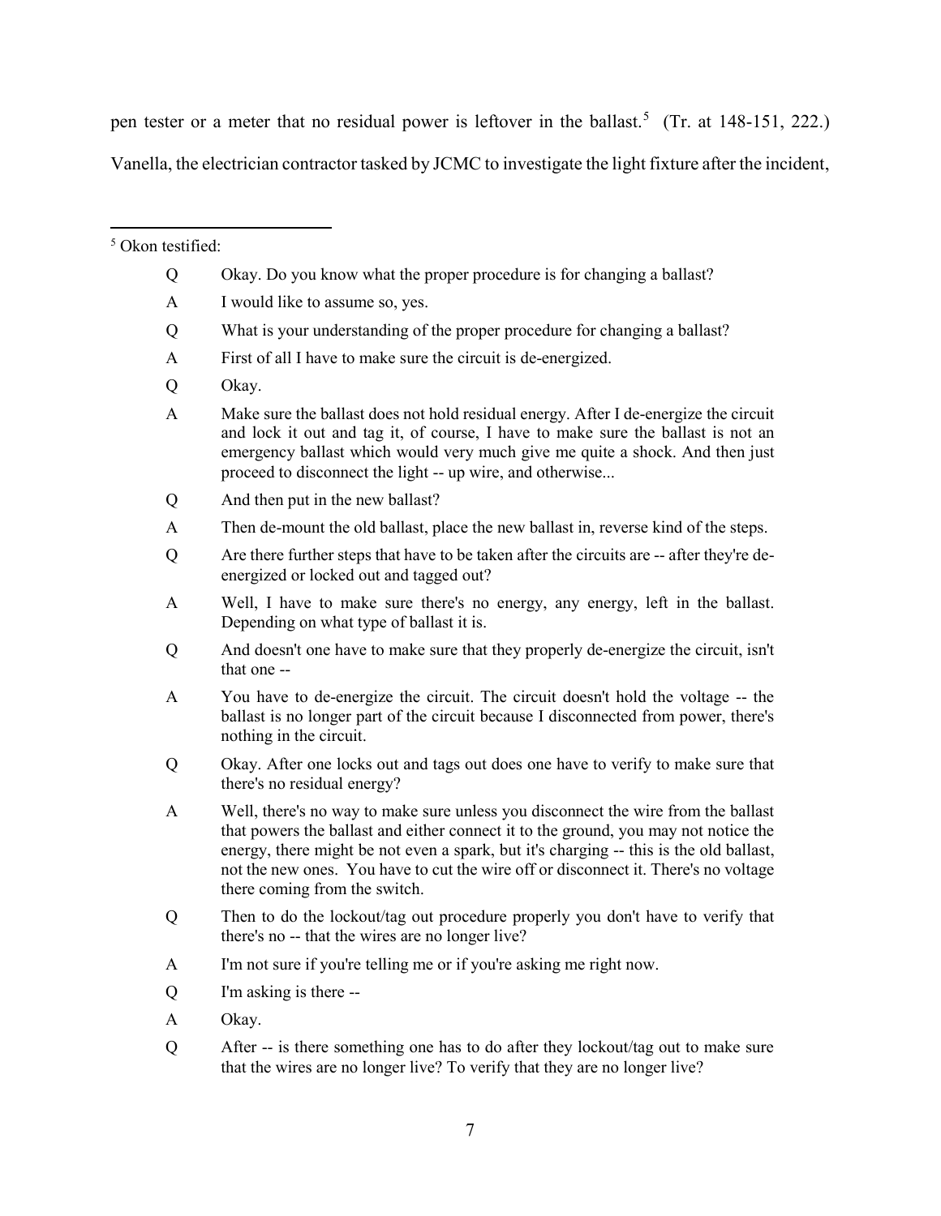pen tester or a meter that no residual power is leftover in the ballast.[5] (Tr. at 148-151, 222.) Vanella, the electrician contractor tasked by JCMC to investigate the light fixture after the incident,

---

[5] Okon testified:

Q Okay. Do you know what the proper procedure is for changing a ballast?

A I would like to assume so, yes.

Q What is your understanding of the proper procedure for changing a ballast?

A First of all I have to make sure the circuit is de-energized.

Q Okay.

A Make sure the ballast does not hold residual energy. After I de-energize the circuit and lock it out and tag it, of course, I have to make sure the ballast is not an emergency ballast which would very much give me quite a shock. And then just proceed to disconnect the light -- up wire, and otherwise...

Q And then put in the new ballast?

A Then de-mount the old ballast, place the new ballast in, reverse kind of the steps.

Q Are there further steps that have to be taken after the circuits are -- after they're de-energized or locked out and tagged out?

A Well, I have to make sure there's no energy, any energy, left in the ballast. Depending on what type of ballast it is.

Q And doesn't one have to make sure that they properly de-energize the circuit, isn't that one --

A You have to de-energize the circuit. The circuit doesn't hold the voltage -- the ballast is no longer part of the circuit because I disconnected from power, there's nothing in the circuit.

Q Okay. After one locks out and tags out does one have to verify to make sure that there's no residual energy?

A Well, there's no way to make sure unless you disconnect the wire from the ballast that powers the ballast and either connect it to the ground, you may not notice the energy, there might be not even a spark, but it's charging -- this is the old ballast, not the new ones. You have to cut the wire off or disconnect it. There's no voltage there coming from the switch.

Q Then to do the lockout/tag out procedure properly you don't have to verify that there's no -- that the wires are no longer live?

A I'm not sure if you're telling me or if you're asking me right now.

Q I'm asking is there --

A Okay.

Q After -- is there something one has to do after they lockout/tag out to make sure that the wires are no longer live? To verify that they are no longer live?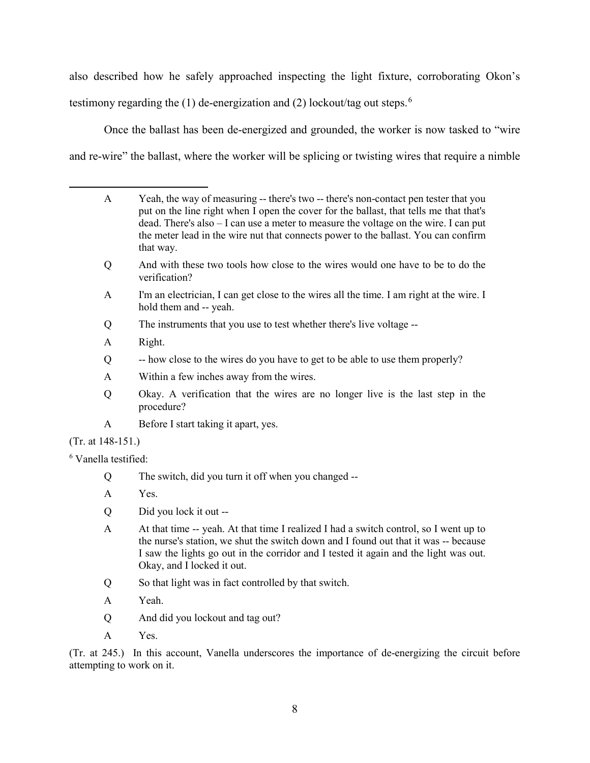also described how he safely approached inspecting the light fixture, corroborating Okon's testimony regarding the (1) de-energization and (2) lockout/tag out steps.[6]

Once the ballast has been de-energized and grounded, the worker is now tasked to "wire and re-wire" the ballast, where the worker will be splicing or twisting wires that require a nimble

---

> A Yeah, the way of measuring -- there's two -- there's non-contact pen tester that you put on the line right when I open the cover for the ballast, that tells me that that's dead. There's also – I can use a meter to measure the voltage on the wire. I can put the meter lead in the wire nut that connects power to the ballast. You can confirm that way.
>
> Q And with these two tools how close to the wires would one have to be to do the verification?
>
> A I'm an electrician, I can get close to the wires all the time. I am right at the wire. I hold them and -- yeah.
>
> Q The instruments that you use to test whether there's live voltage --
>
> A Right.
>
> Q -- how close to the wires do you have to get to be able to use them properly?
>
> A Within a few inches away from the wires.
>
> Q Okay. A verification that the wires are no longer live is the last step in the procedure?
>
> A Before I start taking it apart, yes.

(Tr. at 148-151.)

[6] Vanella testified:

> Q The switch, did you turn it off when you changed --
>
> A Yes.
>
> Q Did you lock it out --
>
> A At that time -- yeah. At that time I realized I had a switch control, so I went up to the nurse's station, we shut the switch down and I found out that it was -- because I saw the lights go out in the corridor and I tested it again and the light was out. Okay, and I locked it out.
>
> Q So that light was in fact controlled by that switch.
>
> A Yeah.
>
> Q And did you lockout and tag out?
>
> A Yes.

(Tr. at 245.) In this account, Vanella underscores the importance of de-energizing the circuit before attempting to work on it.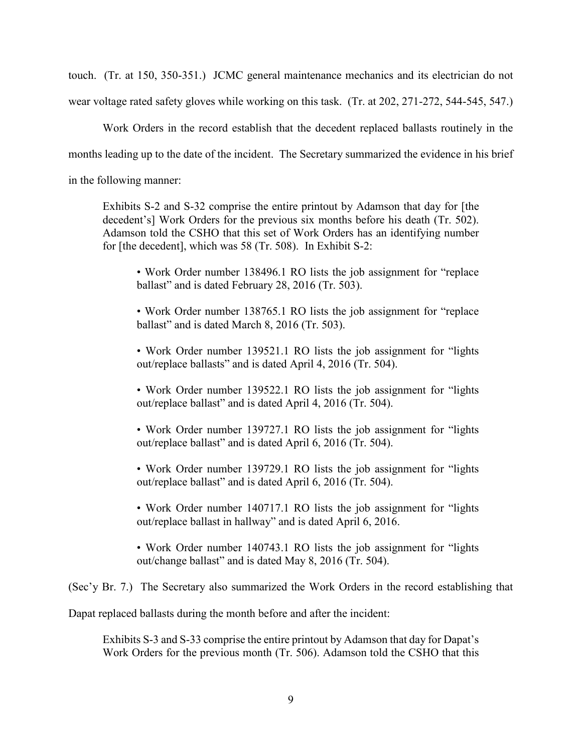touch. (Tr. at 150, 350-351.) JCMC general maintenance mechanics and its electrician do not wear voltage rated safety gloves while working on this task. (Tr. at 202, 271-272, 544-545, 547.)

Work Orders in the record establish that the decedent replaced ballasts routinely in the months leading up to the date of the incident. The Secretary summarized the evidence in his brief in the following manner:

> Exhibits S-2 and S-32 comprise the entire printout by Adamson that day for [the decedent's] Work Orders for the previous six months before his death (Tr. 502). Adamson told the CSHO that this set of Work Orders has an identifying number for [the decedent], which was 58 (Tr. 508). In Exhibit S-2:
>
> - Work Order number 138496.1 RO lists the job assignment for "replace ballast" and is dated February 28, 2016 (Tr. 503).
> - Work Order number 138765.1 RO lists the job assignment for "replace ballast" and is dated March 8, 2016 (Tr. 503).
> - Work Order number 139521.1 RO lists the job assignment for "lights out/replace ballasts" and is dated April 4, 2016 (Tr. 504).
> - Work Order number 139522.1 RO lists the job assignment for "lights out/replace ballast" and is dated April 4, 2016 (Tr. 504).
> - Work Order number 139727.1 RO lists the job assignment for "lights out/replace ballast" and is dated April 6, 2016 (Tr. 504).
> - Work Order number 139729.1 RO lists the job assignment for "lights out/replace ballast" and is dated April 6, 2016 (Tr. 504).
> - Work Order number 140717.1 RO lists the job assignment for "lights out/replace ballast in hallway" and is dated April 6, 2016.
> - Work Order number 140743.1 RO lists the job assignment for "lights out/change ballast" and is dated May 8, 2016 (Tr. 504).

(Sec'y Br. 7.) The Secretary also summarized the Work Orders in the record establishing that Dapat replaced ballasts during the month before and after the incident:

> Exhibits S-3 and S-33 comprise the entire printout by Adamson that day for Dapat's Work Orders for the previous month (Tr. 506). Adamson told the CSHO that this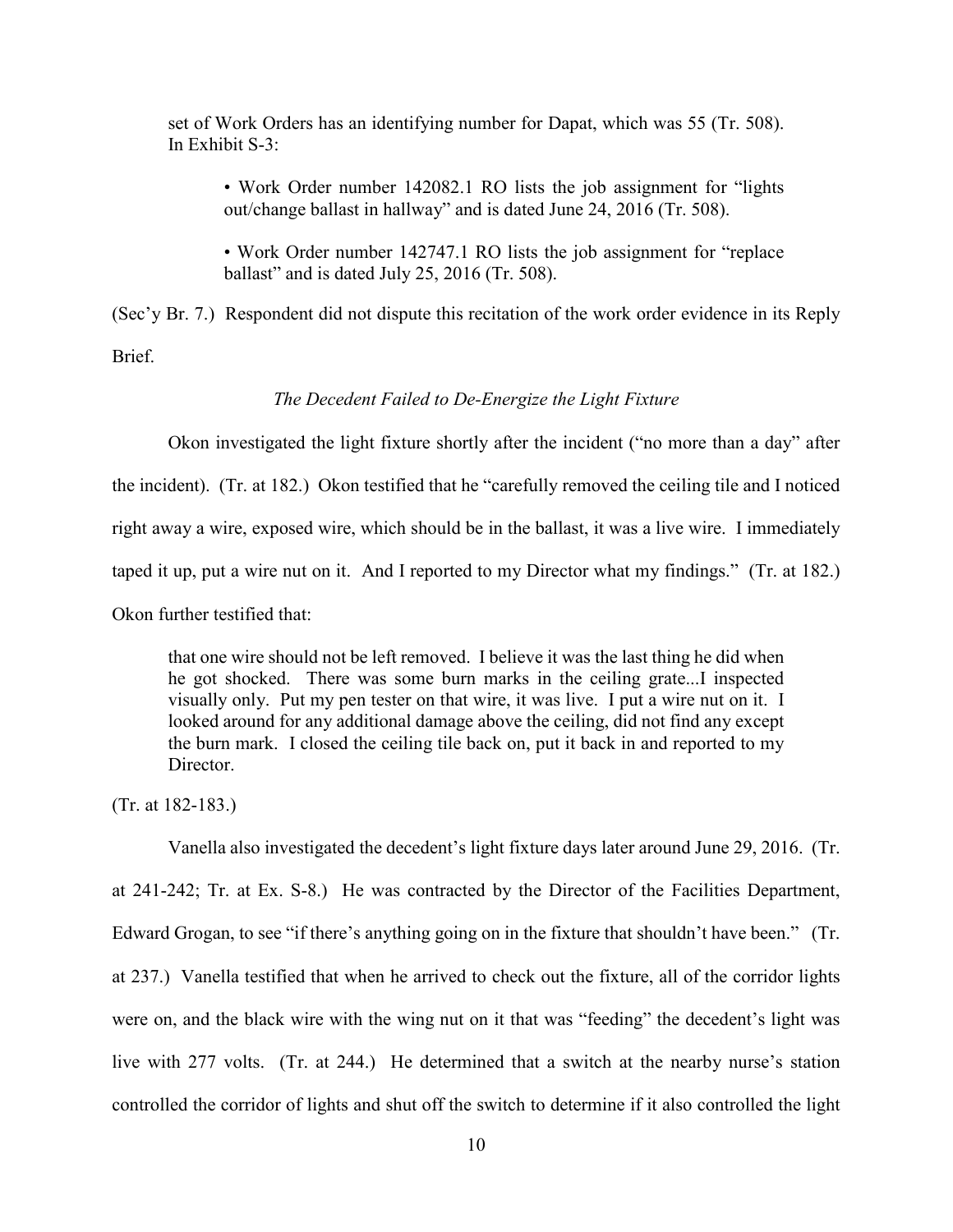> set of Work Orders has an identifying number for Dapat, which was 55 (Tr. 508). In Exhibit S-3:
>
> > • Work Order number 142082.1 RO lists the job assignment for "lights out/change ballast in hallway" and is dated June 24, 2016 (Tr. 508).
> >
> > • Work Order number 142747.1 RO lists the job assignment for "replace ballast" and is dated July 25, 2016 (Tr. 508).

(Sec'y Br. 7.) Respondent did not dispute this recitation of the work order evidence in its Reply Brief.

*The Decedent Failed to De-Energize the Light Fixture*

Okon investigated the light fixture shortly after the incident ("no more than a day" after the incident). (Tr. at 182.) Okon testified that he "carefully removed the ceiling tile and I noticed right away a wire, exposed wire, which should be in the ballast, it was a live wire. I immediately taped it up, put a wire nut on it. And I reported to my Director what my findings." (Tr. at 182.) Okon further testified that:

> that one wire should not be left removed. I believe it was the last thing he did when he got shocked. There was some burn marks in the ceiling grate...I inspected visually only. Put my pen tester on that wire, it was live. I put a wire nut on it. I looked around for any additional damage above the ceiling, did not find any except the burn mark. I closed the ceiling tile back on, put it back in and reported to my Director.

(Tr. at 182-183.)

Vanella also investigated the decedent's light fixture days later around June 29, 2016. (Tr. at 241-242; Tr. at Ex. S-8.) He was contracted by the Director of the Facilities Department, Edward Grogan, to see "if there's anything going on in the fixture that shouldn't have been." (Tr. at 237.) Vanella testified that when he arrived to check out the fixture, all of the corridor lights were on, and the black wire with the wing nut on it that was "feeding" the decedent's light was live with 277 volts. (Tr. at 244.) He determined that a switch at the nearby nurse's station controlled the corridor of lights and shut off the switch to determine if it also controlled the light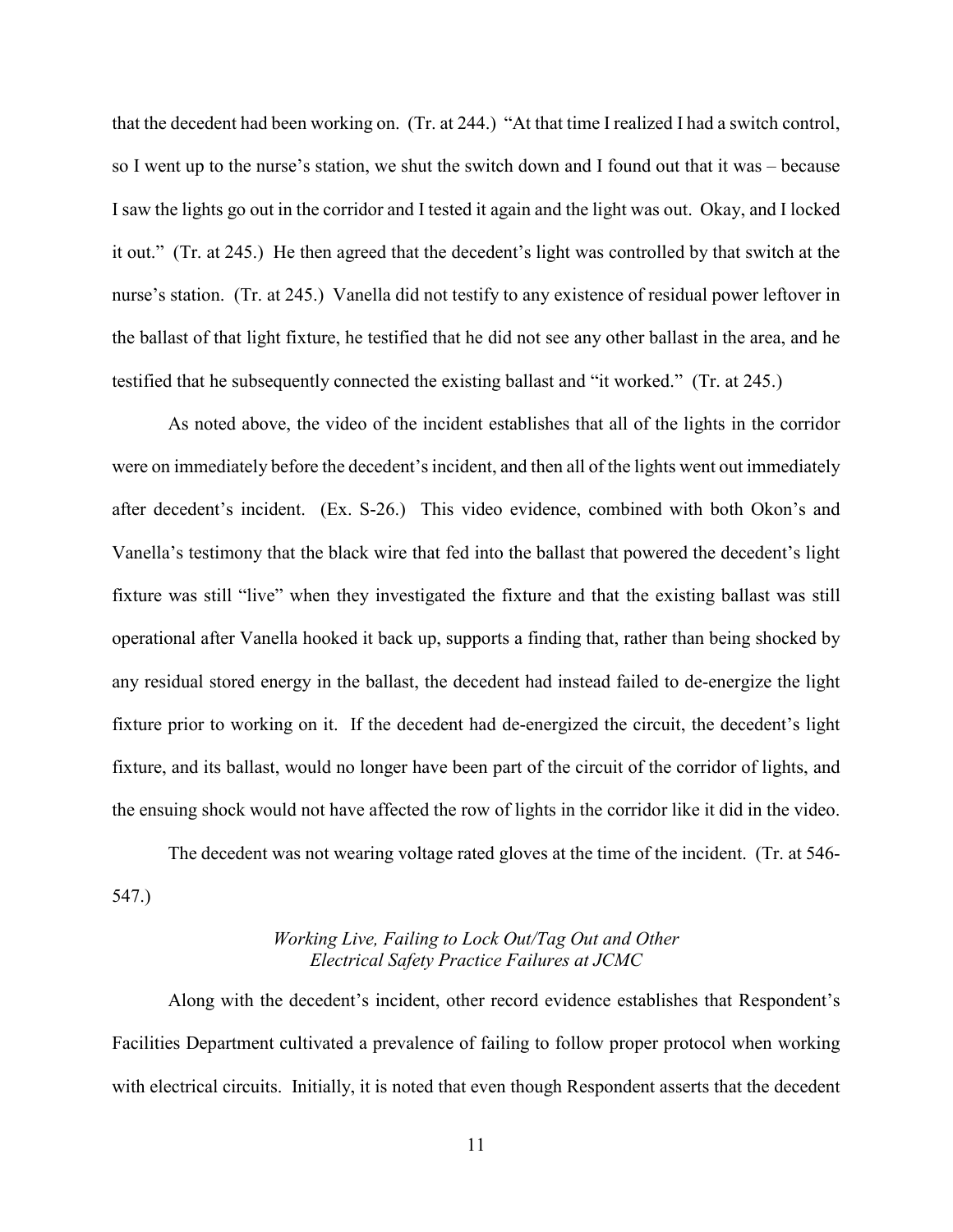that the decedent had been working on. (Tr. at 244.) "At that time I realized I had a switch control, so I went up to the nurse's station, we shut the switch down and I found out that it was – because I saw the lights go out in the corridor and I tested it again and the light was out. Okay, and I locked it out." (Tr. at 245.) He then agreed that the decedent's light was controlled by that switch at the nurse's station. (Tr. at 245.) Vanella did not testify to any existence of residual power leftover in the ballast of that light fixture, he testified that he did not see any other ballast in the area, and he testified that he subsequently connected the existing ballast and "it worked." (Tr. at 245.)

As noted above, the video of the incident establishes that all of the lights in the corridor were on immediately before the decedent's incident, and then all of the lights went out immediately after decedent's incident. (Ex. S-26.) This video evidence, combined with both Okon's and Vanella's testimony that the black wire that fed into the ballast that powered the decedent's light fixture was still "live" when they investigated the fixture and that the existing ballast was still operational after Vanella hooked it back up, supports a finding that, rather than being shocked by any residual stored energy in the ballast, the decedent had instead failed to de-energize the light fixture prior to working on it. If the decedent had de-energized the circuit, the decedent's light fixture, and its ballast, would no longer have been part of the circuit of the corridor of lights, and the ensuing shock would not have affected the row of lights in the corridor like it did in the video.

The decedent was not wearing voltage rated gloves at the time of the incident. (Tr. at 546-547.)

*Working Live, Failing to Lock Out/Tag Out and Other Electrical Safety Practice Failures at JCMC*

Along with the decedent's incident, other record evidence establishes that Respondent's Facilities Department cultivated a prevalence of failing to follow proper protocol when working with electrical circuits. Initially, it is noted that even though Respondent asserts that the decedent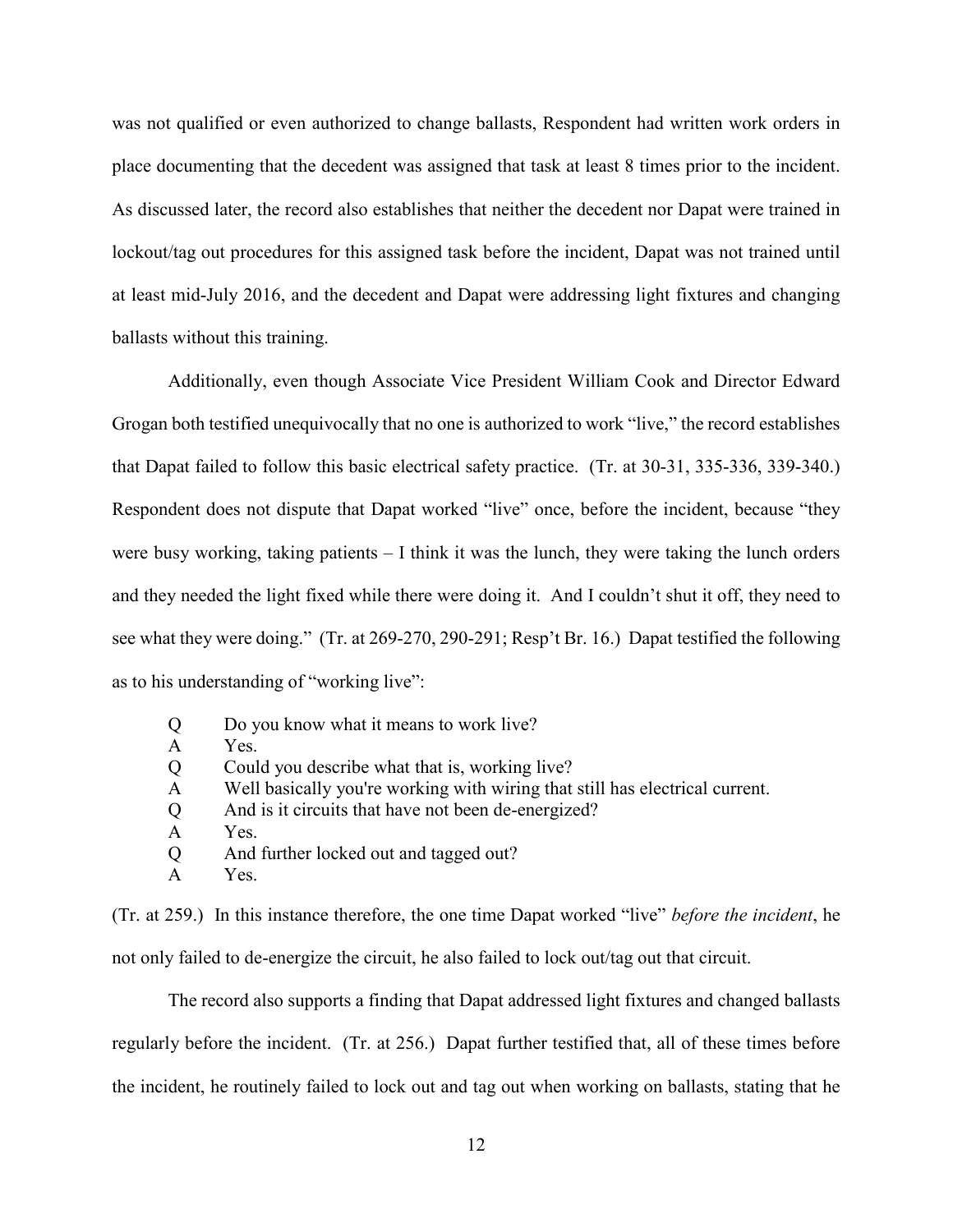was not qualified or even authorized to change ballasts, Respondent had written work orders in place documenting that the decedent was assigned that task at least 8 times prior to the incident. As discussed later, the record also establishes that neither the decedent nor Dapat were trained in lockout/tag out procedures for this assigned task before the incident, Dapat was not trained until at least mid-July 2016, and the decedent and Dapat were addressing light fixtures and changing ballasts without this training.

Additionally, even though Associate Vice President William Cook and Director Edward Grogan both testified unequivocally that no one is authorized to work "live," the record establishes that Dapat failed to follow this basic electrical safety practice. (Tr. at 30-31, 335-336, 339-340.) Respondent does not dispute that Dapat worked "live" once, before the incident, because "they were busy working, taking patients – I think it was the lunch, they were taking the lunch orders and they needed the light fixed while there were doing it. And I couldn't shut it off, they need to see what they were doing." (Tr. at 269-270, 290-291; Resp't Br. 16.) Dapat testified the following as to his understanding of "working live":

> Q Do you know what it means to work live?
> A Yes.
> Q Could you describe what that is, working live?
> A Well basically you're working with wiring that still has electrical current.
> Q And is it circuits that have not been de-energized?
> A Yes.
> Q And further locked out and tagged out?
> A Yes.

(Tr. at 259.) In this instance therefore, the one time Dapat worked "live" *before the incident*, he not only failed to de-energize the circuit, he also failed to lock out/tag out that circuit.

The record also supports a finding that Dapat addressed light fixtures and changed ballasts regularly before the incident. (Tr. at 256.) Dapat further testified that, all of these times before the incident, he routinely failed to lock out and tag out when working on ballasts, stating that he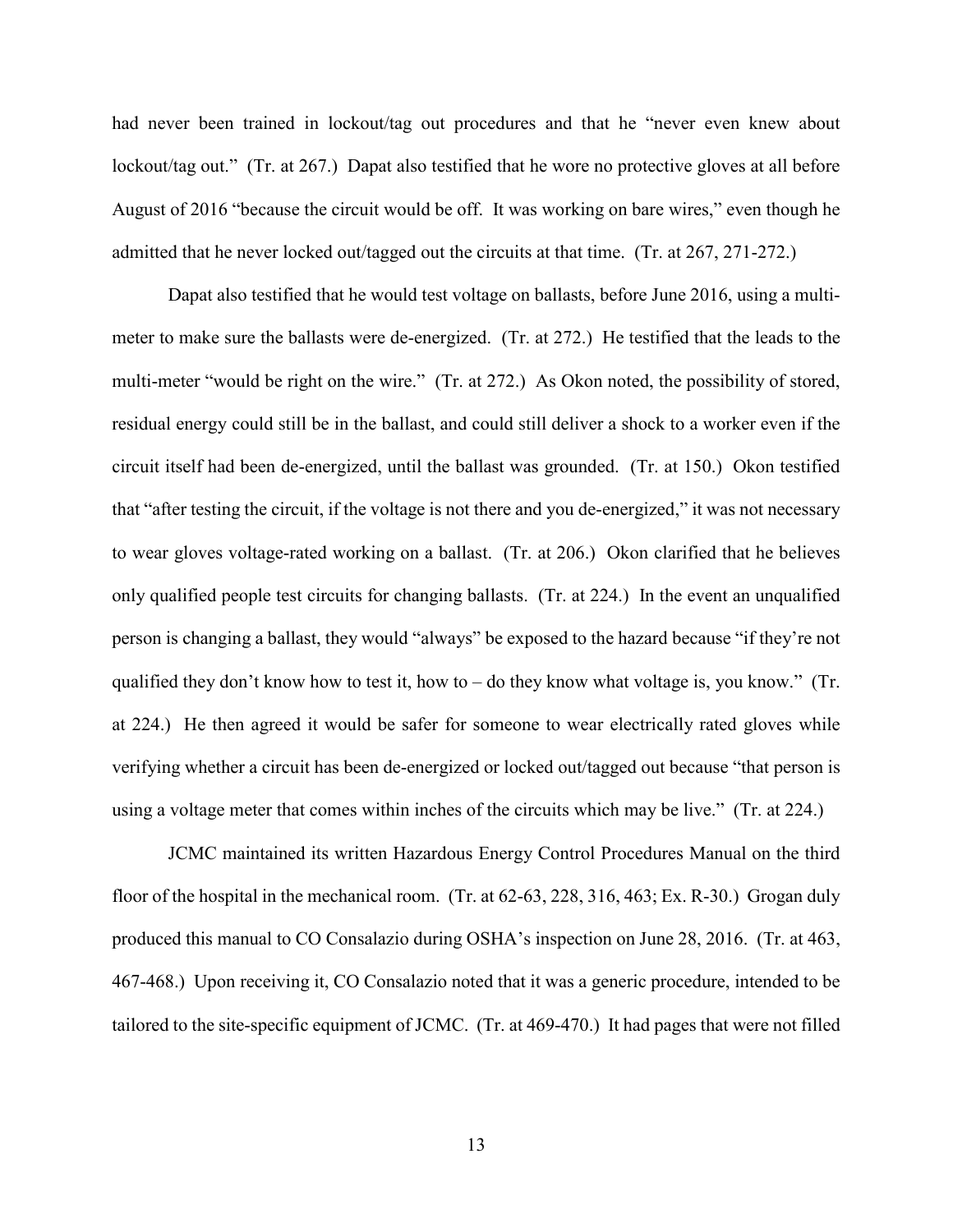had never been trained in lockout/tag out procedures and that he "never even knew about lockout/tag out." (Tr. at 267.) Dapat also testified that he wore no protective gloves at all before August of 2016 "because the circuit would be off. It was working on bare wires," even though he admitted that he never locked out/tagged out the circuits at that time. (Tr. at 267, 271-272.)

Dapat also testified that he would test voltage on ballasts, before June 2016, using a multi-meter to make sure the ballasts were de-energized. (Tr. at 272.) He testified that the leads to the multi-meter "would be right on the wire." (Tr. at 272.) As Okon noted, the possibility of stored, residual energy could still be in the ballast, and could still deliver a shock to a worker even if the circuit itself had been de-energized, until the ballast was grounded. (Tr. at 150.) Okon testified that "after testing the circuit, if the voltage is not there and you de-energized," it was not necessary to wear gloves voltage-rated working on a ballast. (Tr. at 206.) Okon clarified that he believes only qualified people test circuits for changing ballasts. (Tr. at 224.) In the event an unqualified person is changing a ballast, they would "always" be exposed to the hazard because "if they're not qualified they don't know how to test it, how to – do they know what voltage is, you know." (Tr. at 224.) He then agreed it would be safer for someone to wear electrically rated gloves while verifying whether a circuit has been de-energized or locked out/tagged out because "that person is using a voltage meter that comes within inches of the circuits which may be live." (Tr. at 224.)

JCMC maintained its written Hazardous Energy Control Procedures Manual on the third floor of the hospital in the mechanical room. (Tr. at 62-63, 228, 316, 463; Ex. R-30.) Grogan duly produced this manual to CO Consalazio during OSHA's inspection on June 28, 2016. (Tr. at 463, 467-468.) Upon receiving it, CO Consalazio noted that it was a generic procedure, intended to be tailored to the site-specific equipment of JCMC. (Tr. at 469-470.) It had pages that were not filled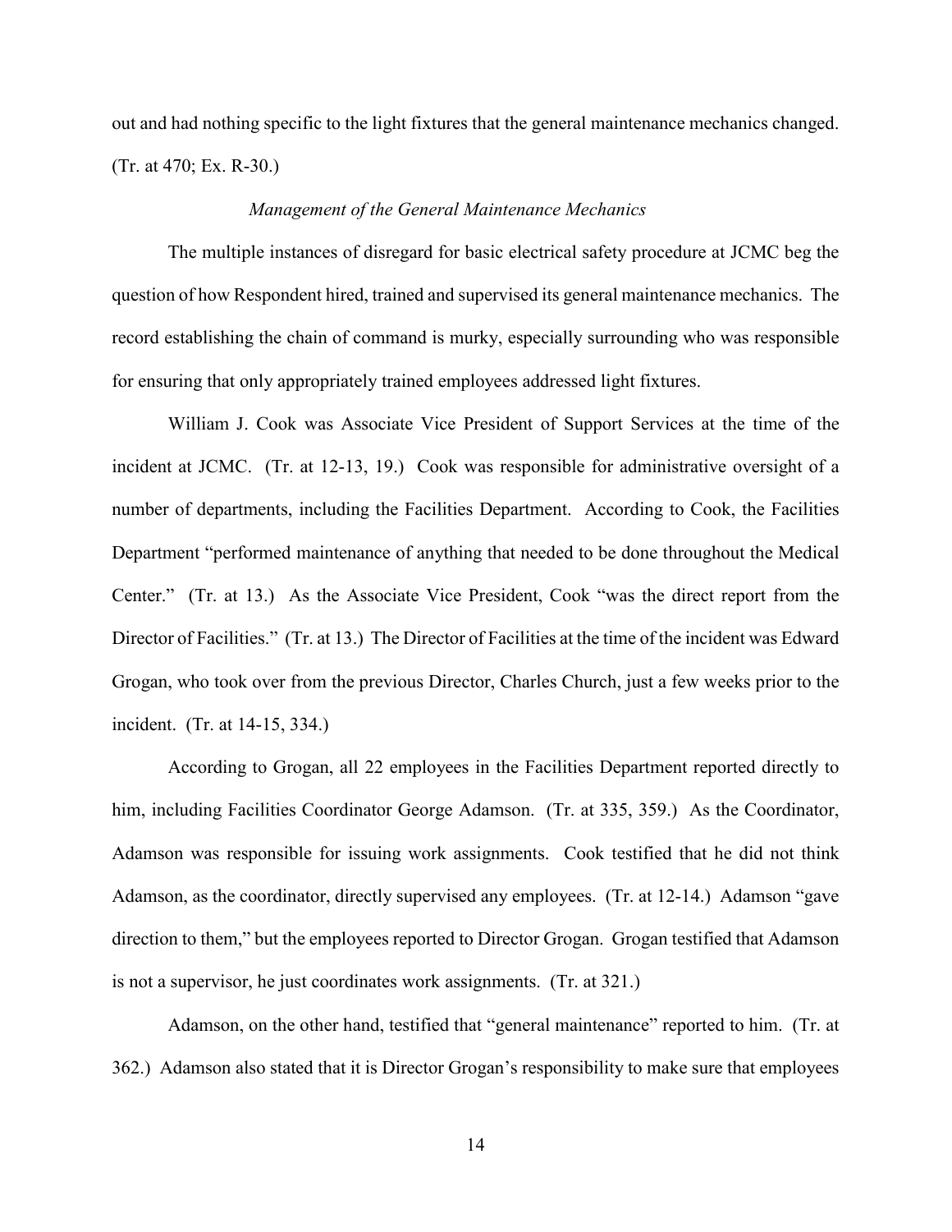out and had nothing specific to the light fixtures that the general maintenance mechanics changed. (Tr. at 470; Ex. R-30.)

*Management of the General Maintenance Mechanics*

The multiple instances of disregard for basic electrical safety procedure at JCMC beg the question of how Respondent hired, trained and supervised its general maintenance mechanics. The record establishing the chain of command is murky, especially surrounding who was responsible for ensuring that only appropriately trained employees addressed light fixtures.

William J. Cook was Associate Vice President of Support Services at the time of the incident at JCMC. (Tr. at 12-13, 19.) Cook was responsible for administrative oversight of a number of departments, including the Facilities Department. According to Cook, the Facilities Department "performed maintenance of anything that needed to be done throughout the Medical Center." (Tr. at 13.) As the Associate Vice President, Cook "was the direct report from the Director of Facilities." (Tr. at 13.) The Director of Facilities at the time of the incident was Edward Grogan, who took over from the previous Director, Charles Church, just a few weeks prior to the incident. (Tr. at 14-15, 334.)

According to Grogan, all 22 employees in the Facilities Department reported directly to him, including Facilities Coordinator George Adamson. (Tr. at 335, 359.) As the Coordinator, Adamson was responsible for issuing work assignments. Cook testified that he did not think Adamson, as the coordinator, directly supervised any employees. (Tr. at 12-14.) Adamson "gave direction to them," but the employees reported to Director Grogan. Grogan testified that Adamson is not a supervisor, he just coordinates work assignments. (Tr. at 321.)

Adamson, on the other hand, testified that "general maintenance" reported to him. (Tr. at 362.) Adamson also stated that it is Director Grogan's responsibility to make sure that employees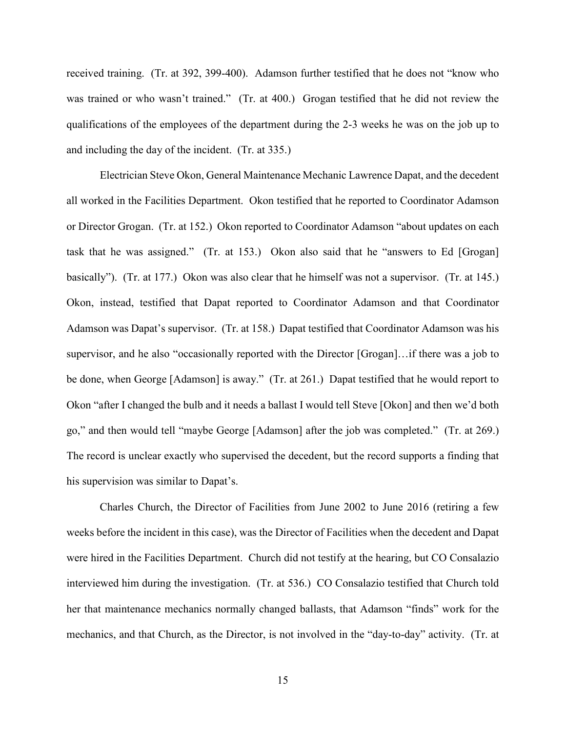received training. (Tr. at 392, 399-400). Adamson further testified that he does not "know who was trained or who wasn't trained." (Tr. at 400.) Grogan testified that he did not review the qualifications of the employees of the department during the 2-3 weeks he was on the job up to and including the day of the incident. (Tr. at 335.)

Electrician Steve Okon, General Maintenance Mechanic Lawrence Dapat, and the decedent all worked in the Facilities Department. Okon testified that he reported to Coordinator Adamson or Director Grogan. (Tr. at 152.) Okon reported to Coordinator Adamson "about updates on each task that he was assigned." (Tr. at 153.) Okon also said that he "answers to Ed [Grogan] basically"). (Tr. at 177.) Okon was also clear that he himself was not a supervisor. (Tr. at 145.) Okon, instead, testified that Dapat reported to Coordinator Adamson and that Coordinator Adamson was Dapat's supervisor. (Tr. at 158.) Dapat testified that Coordinator Adamson was his supervisor, and he also "occasionally reported with the Director [Grogan]…if there was a job to be done, when George [Adamson] is away." (Tr. at 261.) Dapat testified that he would report to Okon "after I changed the bulb and it needs a ballast I would tell Steve [Okon] and then we'd both go," and then would tell "maybe George [Adamson] after the job was completed." (Tr. at 269.) The record is unclear exactly who supervised the decedent, but the record supports a finding that his supervision was similar to Dapat's.

Charles Church, the Director of Facilities from June 2002 to June 2016 (retiring a few weeks before the incident in this case), was the Director of Facilities when the decedent and Dapat were hired in the Facilities Department. Church did not testify at the hearing, but CO Consalazio interviewed him during the investigation. (Tr. at 536.) CO Consalazio testified that Church told her that maintenance mechanics normally changed ballasts, that Adamson "finds" work for the mechanics, and that Church, as the Director, is not involved in the "day-to-day" activity. (Tr. at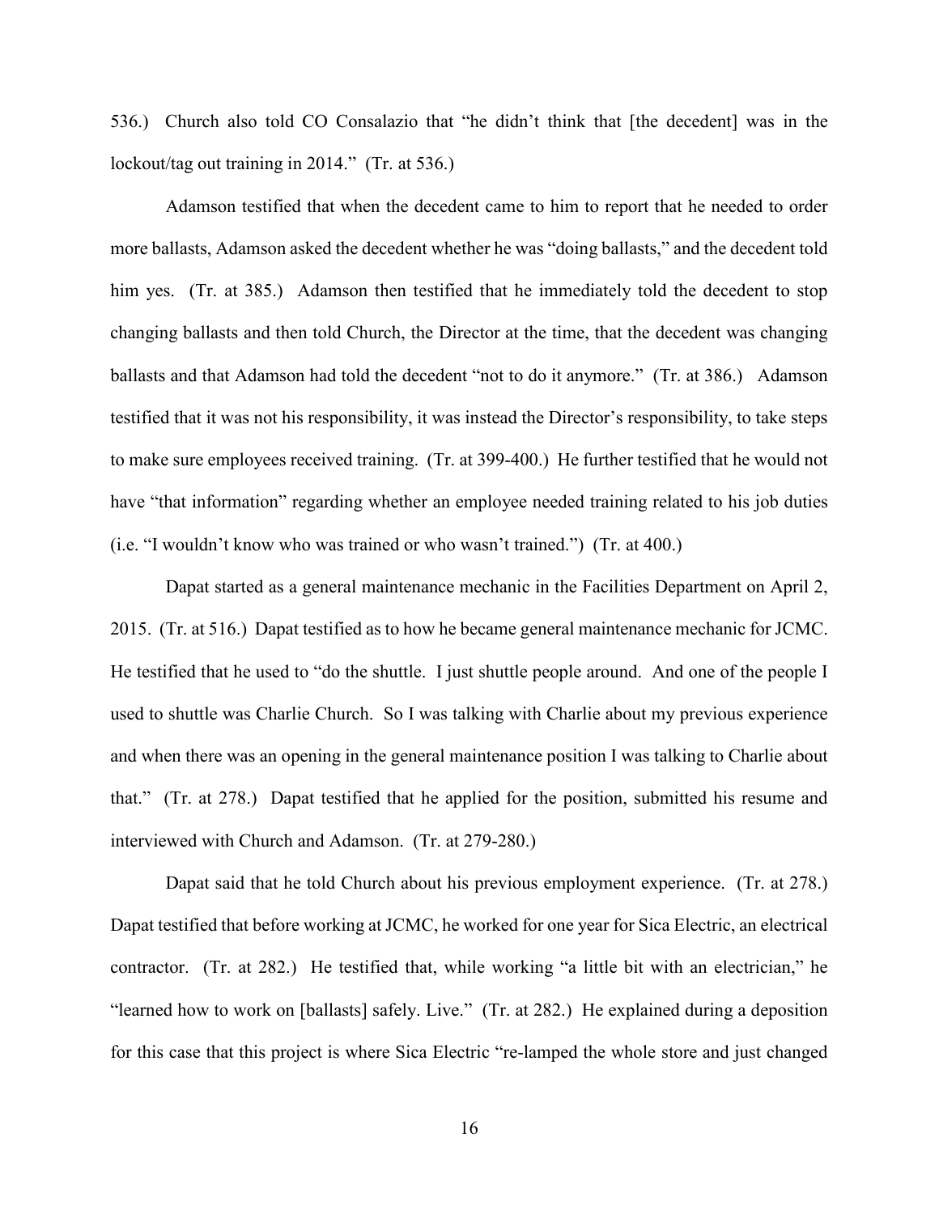536.) Church also told CO Consalazio that "he didn't think that [the decedent] was in the lockout/tag out training in 2014." (Tr. at 536.)

Adamson testified that when the decedent came to him to report that he needed to order more ballasts, Adamson asked the decedent whether he was "doing ballasts," and the decedent told him yes. (Tr. at 385.) Adamson then testified that he immediately told the decedent to stop changing ballasts and then told Church, the Director at the time, that the decedent was changing ballasts and that Adamson had told the decedent "not to do it anymore." (Tr. at 386.) Adamson testified that it was not his responsibility, it was instead the Director's responsibility, to take steps to make sure employees received training. (Tr. at 399-400.) He further testified that he would not have "that information" regarding whether an employee needed training related to his job duties (i.e. "I wouldn't know who was trained or who wasn't trained.") (Tr. at 400.)

Dapat started as a general maintenance mechanic in the Facilities Department on April 2, 2015. (Tr. at 516.) Dapat testified as to how he became general maintenance mechanic for JCMC. He testified that he used to "do the shuttle. I just shuttle people around. And one of the people I used to shuttle was Charlie Church. So I was talking with Charlie about my previous experience and when there was an opening in the general maintenance position I was talking to Charlie about that." (Tr. at 278.) Dapat testified that he applied for the position, submitted his resume and interviewed with Church and Adamson. (Tr. at 279-280.)

Dapat said that he told Church about his previous employment experience. (Tr. at 278.) Dapat testified that before working at JCMC, he worked for one year for Sica Electric, an electrical contractor. (Tr. at 282.) He testified that, while working "a little bit with an electrician," he "learned how to work on [ballasts] safely. Live." (Tr. at 282.) He explained during a deposition for this case that this project is where Sica Electric "re-lamped the whole store and just changed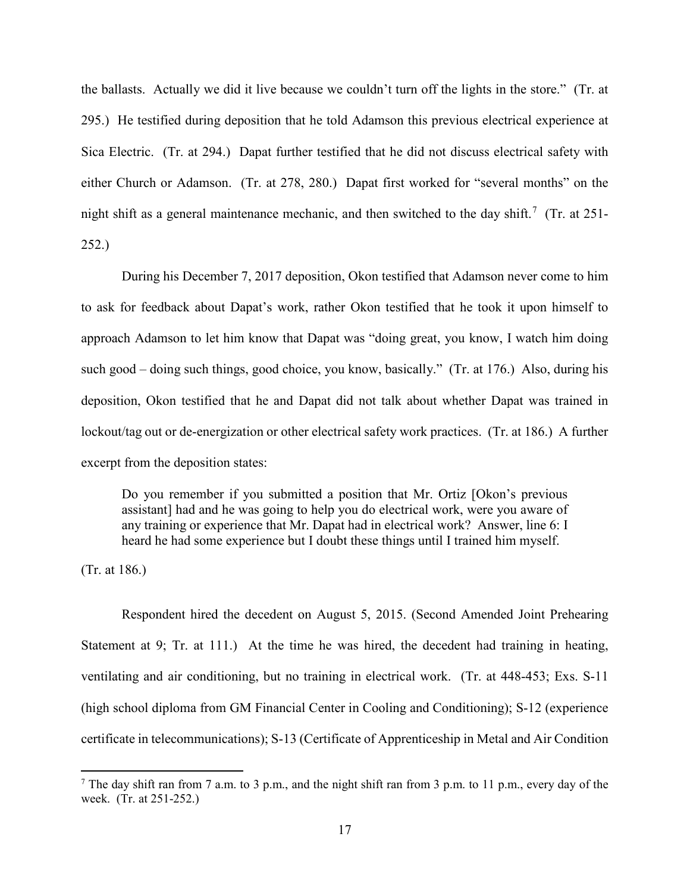the ballasts. Actually we did it live because we couldn't turn off the lights in the store." (Tr. at 295.) He testified during deposition that he told Adamson this previous electrical experience at Sica Electric. (Tr. at 294.) Dapat further testified that he did not discuss electrical safety with either Church or Adamson. (Tr. at 278, 280.) Dapat first worked for "several months" on the night shift as a general maintenance mechanic, and then switched to the day shift.[7] (Tr. at 251-252.)

During his December 7, 2017 deposition, Okon testified that Adamson never come to him to ask for feedback about Dapat's work, rather Okon testified that he took it upon himself to approach Adamson to let him know that Dapat was "doing great, you know, I watch him doing such good – doing such things, good choice, you know, basically." (Tr. at 176.) Also, during his deposition, Okon testified that he and Dapat did not talk about whether Dapat was trained in lockout/tag out or de-energization or other electrical safety work practices. (Tr. at 186.) A further excerpt from the deposition states:

> Do you remember if you submitted a position that Mr. Ortiz [Okon's previous assistant] had and he was going to help you do electrical work, were you aware of any training or experience that Mr. Dapat had in electrical work? Answer, line 6: I heard he had some experience but I doubt these things until I trained him myself.

(Tr. at 186.)

Respondent hired the decedent on August 5, 2015. (Second Amended Joint Prehearing Statement at 9; Tr. at 111.) At the time he was hired, the decedent had training in heating, ventilating and air conditioning, but no training in electrical work. (Tr. at 448-453; Exs. S-11 (high school diploma from GM Financial Center in Cooling and Conditioning); S-12 (experience certificate in telecommunications); S-13 (Certificate of Apprenticeship in Metal and Air Condition

---

[7] The day shift ran from 7 a.m. to 3 p.m., and the night shift ran from 3 p.m. to 11 p.m., every day of the week. (Tr. at 251-252.)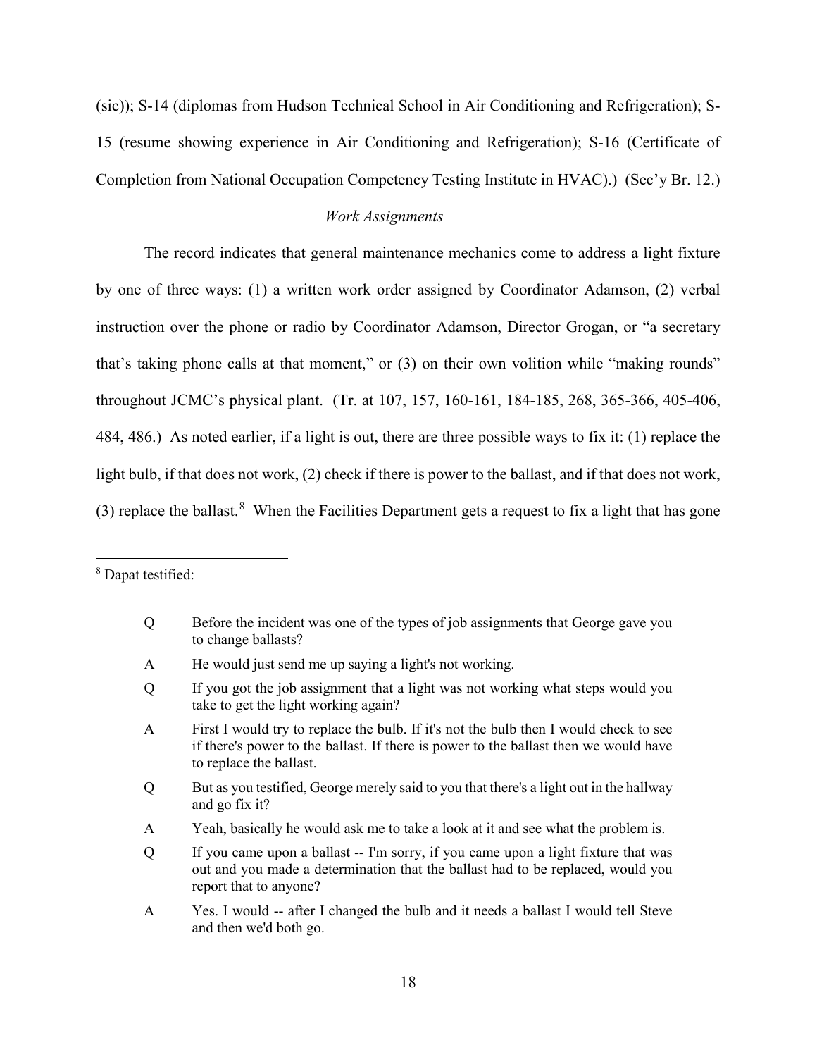(sic)); S-14 (diplomas from Hudson Technical School in Air Conditioning and Refrigeration); S-15 (resume showing experience in Air Conditioning and Refrigeration); S-16 (Certificate of Completion from National Occupation Competency Testing Institute in HVAC).) (Sec'y Br. 12.)

*Work Assignments*

The record indicates that general maintenance mechanics come to address a light fixture by one of three ways: (1) a written work order assigned by Coordinator Adamson, (2) verbal instruction over the phone or radio by Coordinator Adamson, Director Grogan, or "a secretary that's taking phone calls at that moment," or (3) on their own volition while "making rounds" throughout JCMC's physical plant. (Tr. at 107, 157, 160-161, 184-185, 268, 365-366, 405-406, 484, 486.) As noted earlier, if a light is out, there are three possible ways to fix it: (1) replace the light bulb, if that does not work, (2) check if there is power to the ballast, and if that does not work, (3) replace the ballast.[8] When the Facilities Department gets a request to fix a light that has gone

---

[8] Dapat testified:

> Q Before the incident was one of the types of job assignments that George gave you to change ballasts?
>
> A He would just send me up saying a light's not working.
>
> Q If you got the job assignment that a light was not working what steps would you take to get the light working again?
>
> A First I would try to replace the bulb. If it's not the bulb then I would check to see if there's power to the ballast. If there is power to the ballast then we would have to replace the ballast.
>
> Q But as you testified, George merely said to you that there's a light out in the hallway and go fix it?
>
> A Yeah, basically he would ask me to take a look at it and see what the problem is.
>
> Q If you came upon a ballast -- I'm sorry, if you came upon a light fixture that was out and you made a determination that the ballast had to be replaced, would you report that to anyone?
>
> A Yes. I would -- after I changed the bulb and it needs a ballast I would tell Steve and then we'd both go.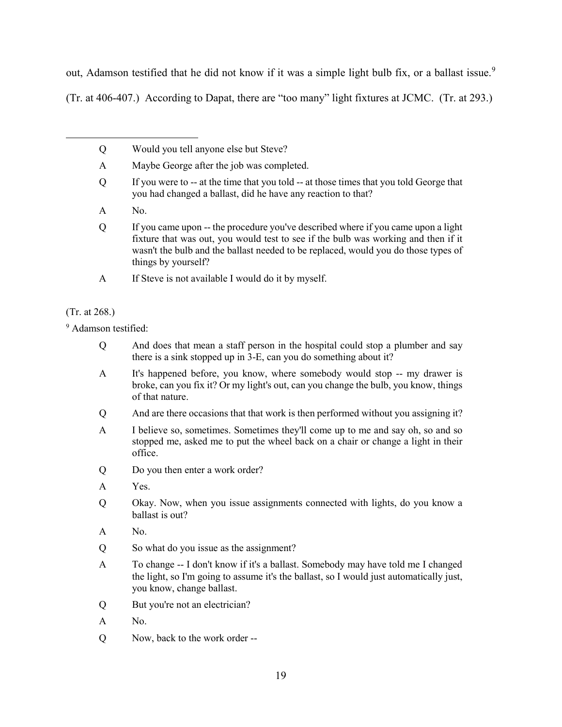out, Adamson testified that he did not know if it was a simple light bulb fix, or a ballast issue.[9] (Tr. at 406-407.) According to Dapat, there are "too many" light fixtures at JCMC. (Tr. at 293.)

---

> Q Would you tell anyone else but Steve?
>
> A Maybe George after the job was completed.
>
> Q If you were to -- at the time that you told -- at those times that you told George that you had changed a ballast, did he have any reaction to that?
>
> A No.
>
> Q If you came upon -- the procedure you've described where if you came upon a light fixture that was out, you would test to see if the bulb was working and then if it wasn't the bulb and the ballast needed to be replaced, would you do those types of things by yourself?
>
> A If Steve is not available I would do it by myself.

(Tr. at 268.)

[9] Adamson testified:

> Q And does that mean a staff person in the hospital could stop a plumber and say there is a sink stopped up in 3-E, can you do something about it?
>
> A It's happened before, you know, where somebody would stop -- my drawer is broke, can you fix it? Or my light's out, can you change the bulb, you know, things of that nature.
>
> Q And are there occasions that that work is then performed without you assigning it?
>
> A I believe so, sometimes. Sometimes they'll come up to me and say oh, so and so stopped me, asked me to put the wheel back on a chair or change a light in their office.
>
> Q Do you then enter a work order?
>
> A Yes.
>
> Q Okay. Now, when you issue assignments connected with lights, do you know a ballast is out?
>
> A No.
>
> Q So what do you issue as the assignment?
>
> A To change -- I don't know if it's a ballast. Somebody may have told me I changed the light, so I'm going to assume it's the ballast, so I would just automatically just, you know, change ballast.
>
> Q But you're not an electrician?
>
> A No.
>
> Q Now, back to the work order --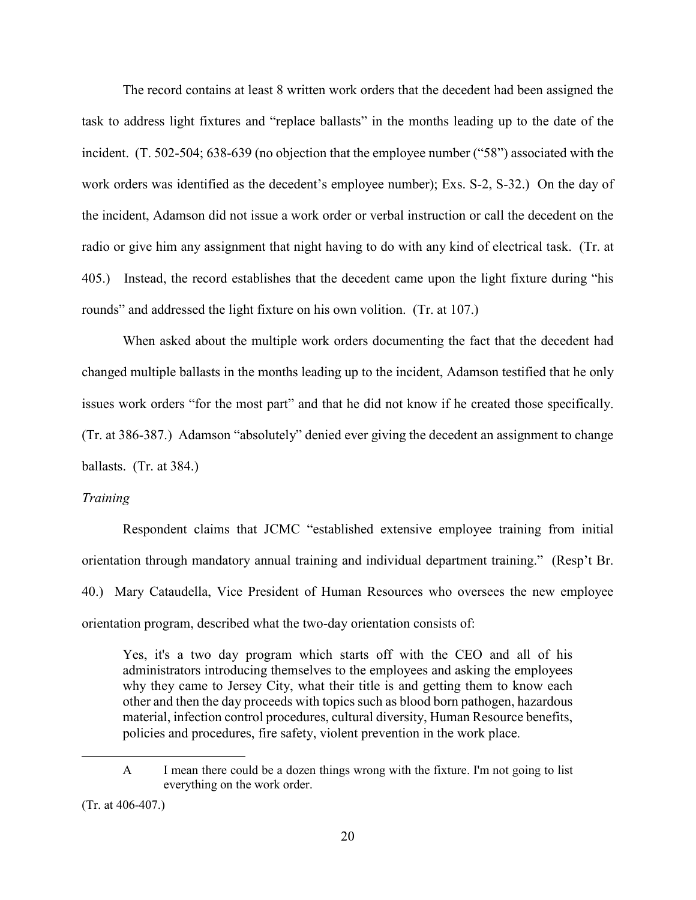The record contains at least 8 written work orders that the decedent had been assigned the task to address light fixtures and "replace ballasts" in the months leading up to the date of the incident. (T. 502-504; 638-639 (no objection that the employee number ("58") associated with the work orders was identified as the decedent's employee number); Exs. S-2, S-32.) On the day of the incident, Adamson did not issue a work order or verbal instruction or call the decedent on the radio or give him any assignment that night having to do with any kind of electrical task. (Tr. at 405.) Instead, the record establishes that the decedent came upon the light fixture during "his rounds" and addressed the light fixture on his own volition. (Tr. at 107.)

When asked about the multiple work orders documenting the fact that the decedent had changed multiple ballasts in the months leading up to the incident, Adamson testified that he only issues work orders "for the most part" and that he did not know if he created those specifically. (Tr. at 386-387.) Adamson "absolutely" denied ever giving the decedent an assignment to change ballasts. (Tr. at 384.)

*Training*

Respondent claims that JCMC "established extensive employee training from initial orientation through mandatory annual training and individual department training." (Resp't Br. 40.) Mary Cataudella, Vice President of Human Resources who oversees the new employee orientation program, described what the two-day orientation consists of:

> Yes, it's a two day program which starts off with the CEO and all of his administrators introducing themselves to the employees and asking the employees why they came to Jersey City, what their title is and getting them to know each other and then the day proceeds with topics such as blood born pathogen, hazardous material, infection control procedures, cultural diversity, Human Resource benefits, policies and procedures, fire safety, violent prevention in the work place.

---

> A I mean there could be a dozen things wrong with the fixture. I'm not going to list everything on the work order.

(Tr. at 406-407.)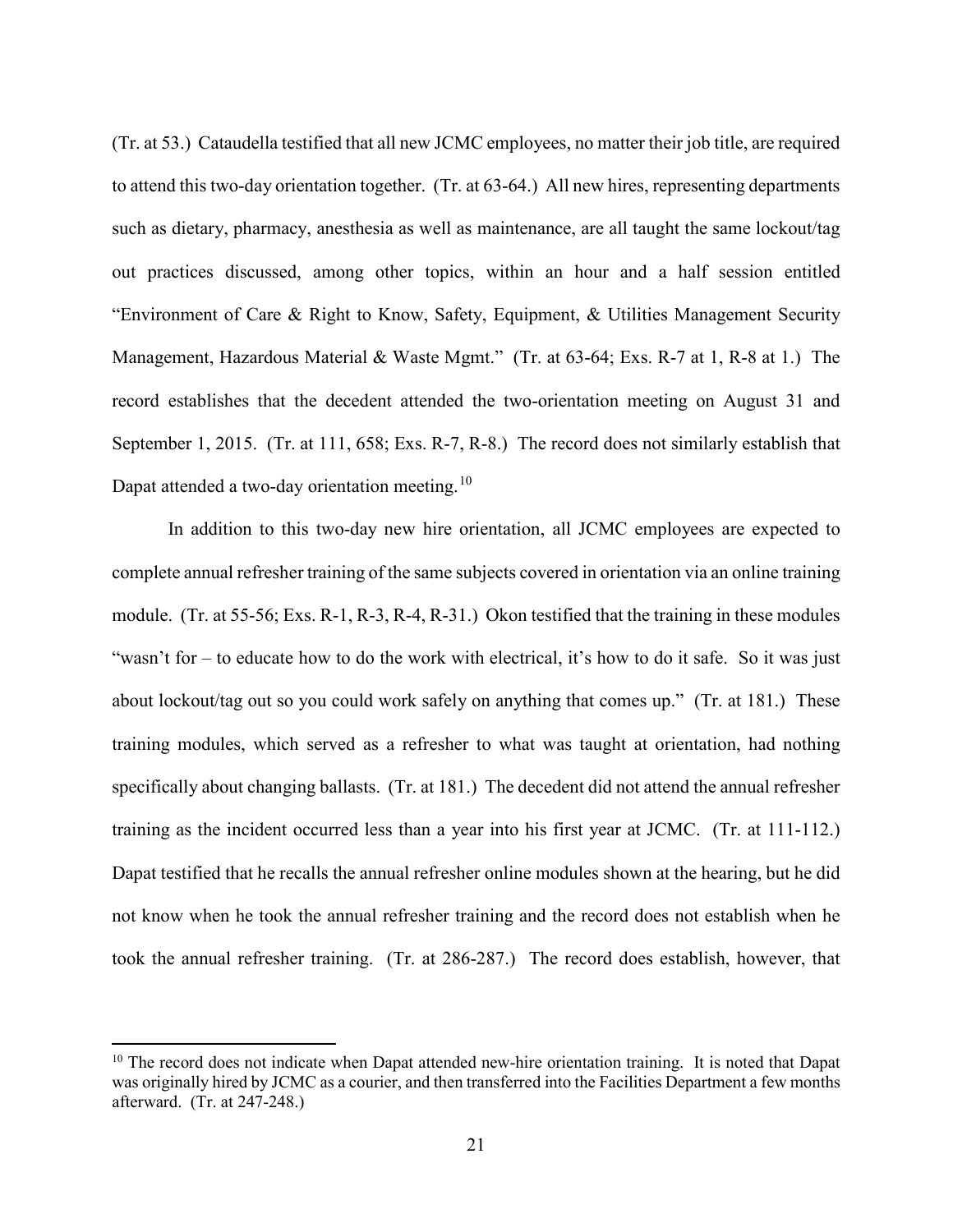(Tr. at 53.) Cataudella testified that all new JCMC employees, no matter their job title, are required to attend this two-day orientation together. (Tr. at 63-64.) All new hires, representing departments such as dietary, pharmacy, anesthesia as well as maintenance, are all taught the same lockout/tag out practices discussed, among other topics, within an hour and a half session entitled "Environment of Care & Right to Know, Safety, Equipment, & Utilities Management Security Management, Hazardous Material & Waste Mgmt." (Tr. at 63-64; Exs. R-7 at 1, R-8 at 1.) The record establishes that the decedent attended the two-orientation meeting on August 31 and September 1, 2015. (Tr. at 111, 658; Exs. R-7, R-8.) The record does not similarly establish that Dapat attended a two-day orientation meeting.[10]

In addition to this two-day new hire orientation, all JCMC employees are expected to complete annual refresher training of the same subjects covered in orientation via an online training module. (Tr. at 55-56; Exs. R-1, R-3, R-4, R-31.) Okon testified that the training in these modules "wasn't for – to educate how to do the work with electrical, it's how to do it safe. So it was just about lockout/tag out so you could work safely on anything that comes up." (Tr. at 181.) These training modules, which served as a refresher to what was taught at orientation, had nothing specifically about changing ballasts. (Tr. at 181.) The decedent did not attend the annual refresher training as the incident occurred less than a year into his first year at JCMC. (Tr. at 111-112.) Dapat testified that he recalls the annual refresher online modules shown at the hearing, but he did not know when he took the annual refresher training and the record does not establish when he took the annual refresher training. (Tr. at 286-287.) The record does establish, however, that

---

[10] The record does not indicate when Dapat attended new-hire orientation training. It is noted that Dapat was originally hired by JCMC as a courier, and then transferred into the Facilities Department a few months afterward. (Tr. at 247-248.)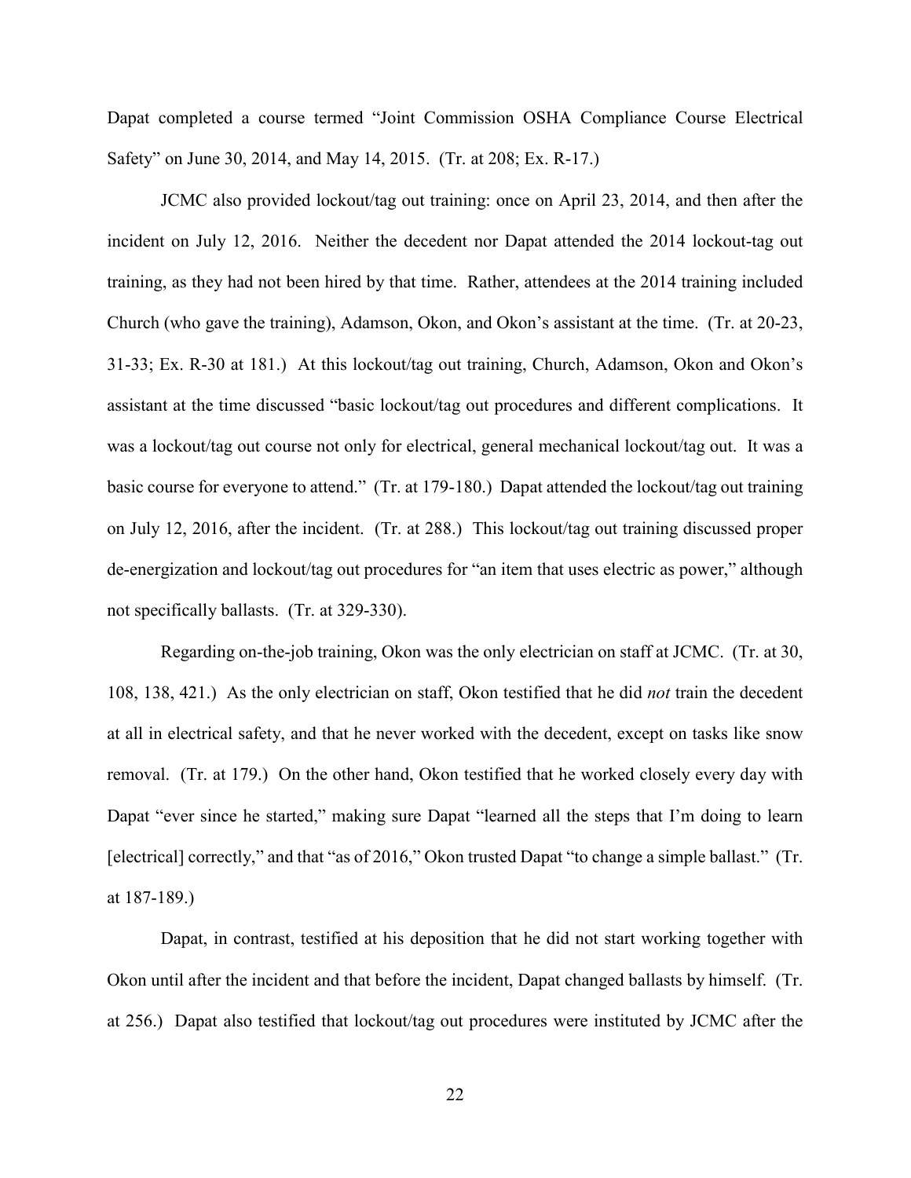Dapat completed a course termed "Joint Commission OSHA Compliance Course Electrical Safety" on June 30, 2014, and May 14, 2015. (Tr. at 208; Ex. R-17.)

JCMC also provided lockout/tag out training: once on April 23, 2014, and then after the incident on July 12, 2016. Neither the decedent nor Dapat attended the 2014 lockout-tag out training, as they had not been hired by that time. Rather, attendees at the 2014 training included Church (who gave the training), Adamson, Okon, and Okon's assistant at the time. (Tr. at 20-23, 31-33; Ex. R-30 at 181.) At this lockout/tag out training, Church, Adamson, Okon and Okon's assistant at the time discussed "basic lockout/tag out procedures and different complications. It was a lockout/tag out course not only for electrical, general mechanical lockout/tag out. It was a basic course for everyone to attend." (Tr. at 179-180.) Dapat attended the lockout/tag out training on July 12, 2016, after the incident. (Tr. at 288.) This lockout/tag out training discussed proper de-energization and lockout/tag out procedures for "an item that uses electric as power," although not specifically ballasts. (Tr. at 329-330).

Regarding on-the-job training, Okon was the only electrician on staff at JCMC. (Tr. at 30, 108, 138, 421.) As the only electrician on staff, Okon testified that he did *not* train the decedent at all in electrical safety, and that he never worked with the decedent, except on tasks like snow removal. (Tr. at 179.) On the other hand, Okon testified that he worked closely every day with Dapat "ever since he started," making sure Dapat "learned all the steps that I'm doing to learn [electrical] correctly," and that "as of 2016," Okon trusted Dapat "to change a simple ballast." (Tr. at 187-189.)

Dapat, in contrast, testified at his deposition that he did not start working together with Okon until after the incident and that before the incident, Dapat changed ballasts by himself. (Tr. at 256.) Dapat also testified that lockout/tag out procedures were instituted by JCMC after the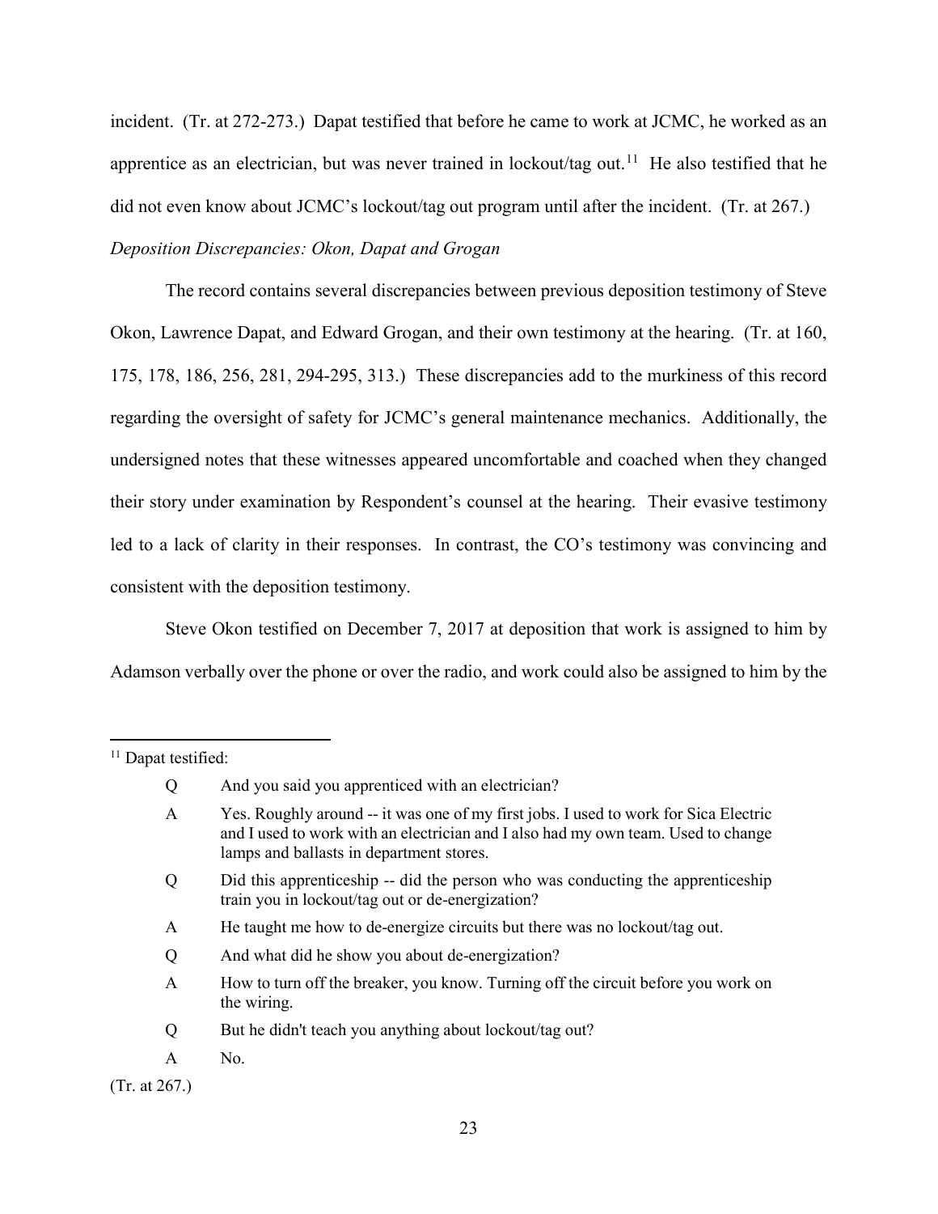incident. (Tr. at 272-273.) Dapat testified that before he came to work at JCMC, he worked as an apprentice as an electrician, but was never trained in lockout/tag out.[11] He also testified that he did not even know about JCMC's lockout/tag out program until after the incident. (Tr. at 267.)

*Deposition Discrepancies: Okon, Dapat and Grogan*

The record contains several discrepancies between previous deposition testimony of Steve Okon, Lawrence Dapat, and Edward Grogan, and their own testimony at the hearing. (Tr. at 160, 175, 178, 186, 256, 281, 294-295, 313.) These discrepancies add to the murkiness of this record regarding the oversight of safety for JCMC's general maintenance mechanics. Additionally, the undersigned notes that these witnesses appeared uncomfortable and coached when they changed their story under examination by Respondent's counsel at the hearing. Their evasive testimony led to a lack of clarity in their responses. In contrast, the CO's testimony was convincing and consistent with the deposition testimony.

Steve Okon testified on December 7, 2017 at deposition that work is assigned to him by Adamson verbally over the phone or over the radio, and work could also be assigned to him by the

---

[11] Dapat testified:

> Q And you said you apprenticed with an electrician?
>
> A Yes. Roughly around -- it was one of my first jobs. I used to work for Sica Electric and I used to work with an electrician and I also had my own team. Used to change lamps and ballasts in department stores.
>
> Q Did this apprenticeship -- did the person who was conducting the apprenticeship train you in lockout/tag out or de-energization?
>
> A He taught me how to de-energize circuits but there was no lockout/tag out.
>
> Q And what did he show you about de-energization?
>
> A How to turn off the breaker, you know. Turning off the circuit before you work on the wiring.
>
> Q But he didn't teach you anything about lockout/tag out?
>
> A No.

(Tr. at 267.)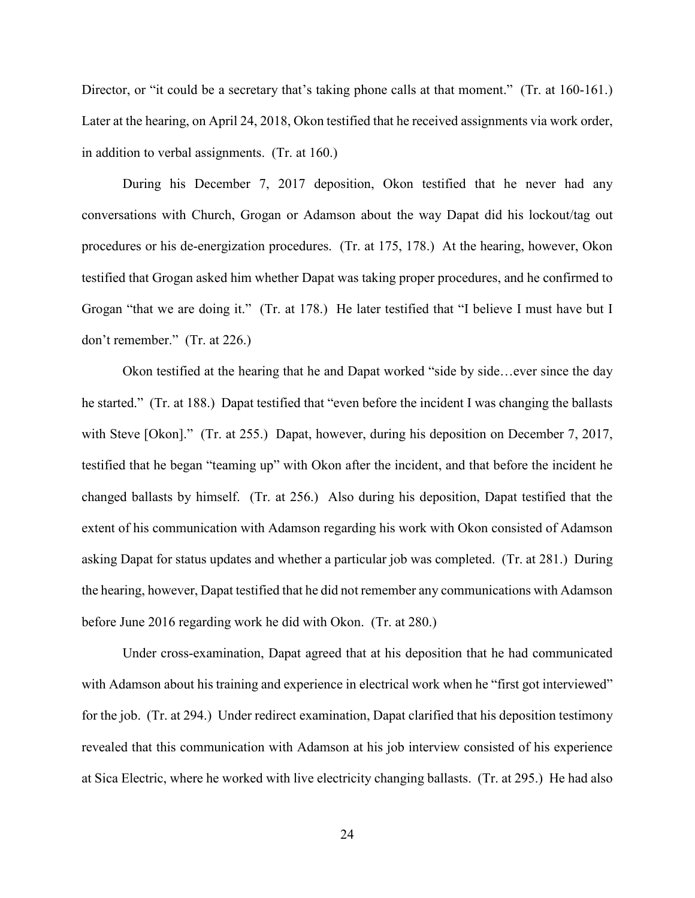Director, or "it could be a secretary that's taking phone calls at that moment." (Tr. at 160-161.) Later at the hearing, on April 24, 2018, Okon testified that he received assignments via work order, in addition to verbal assignments. (Tr. at 160.)

During his December 7, 2017 deposition, Okon testified that he never had any conversations with Church, Grogan or Adamson about the way Dapat did his lockout/tag out procedures or his de-energization procedures. (Tr. at 175, 178.) At the hearing, however, Okon testified that Grogan asked him whether Dapat was taking proper procedures, and he confirmed to Grogan "that we are doing it." (Tr. at 178.) He later testified that "I believe I must have but I don't remember." (Tr. at 226.)

Okon testified at the hearing that he and Dapat worked "side by side…ever since the day he started." (Tr. at 188.) Dapat testified that "even before the incident I was changing the ballasts with Steve [Okon]." (Tr. at 255.) Dapat, however, during his deposition on December 7, 2017, testified that he began "teaming up" with Okon after the incident, and that before the incident he changed ballasts by himself. (Tr. at 256.) Also during his deposition, Dapat testified that the extent of his communication with Adamson regarding his work with Okon consisted of Adamson asking Dapat for status updates and whether a particular job was completed. (Tr. at 281.) During the hearing, however, Dapat testified that he did not remember any communications with Adamson before June 2016 regarding work he did with Okon. (Tr. at 280.)

Under cross-examination, Dapat agreed that at his deposition that he had communicated with Adamson about his training and experience in electrical work when he "first got interviewed" for the job. (Tr. at 294.) Under redirect examination, Dapat clarified that his deposition testimony revealed that this communication with Adamson at his job interview consisted of his experience at Sica Electric, where he worked with live electricity changing ballasts. (Tr. at 295.) He had also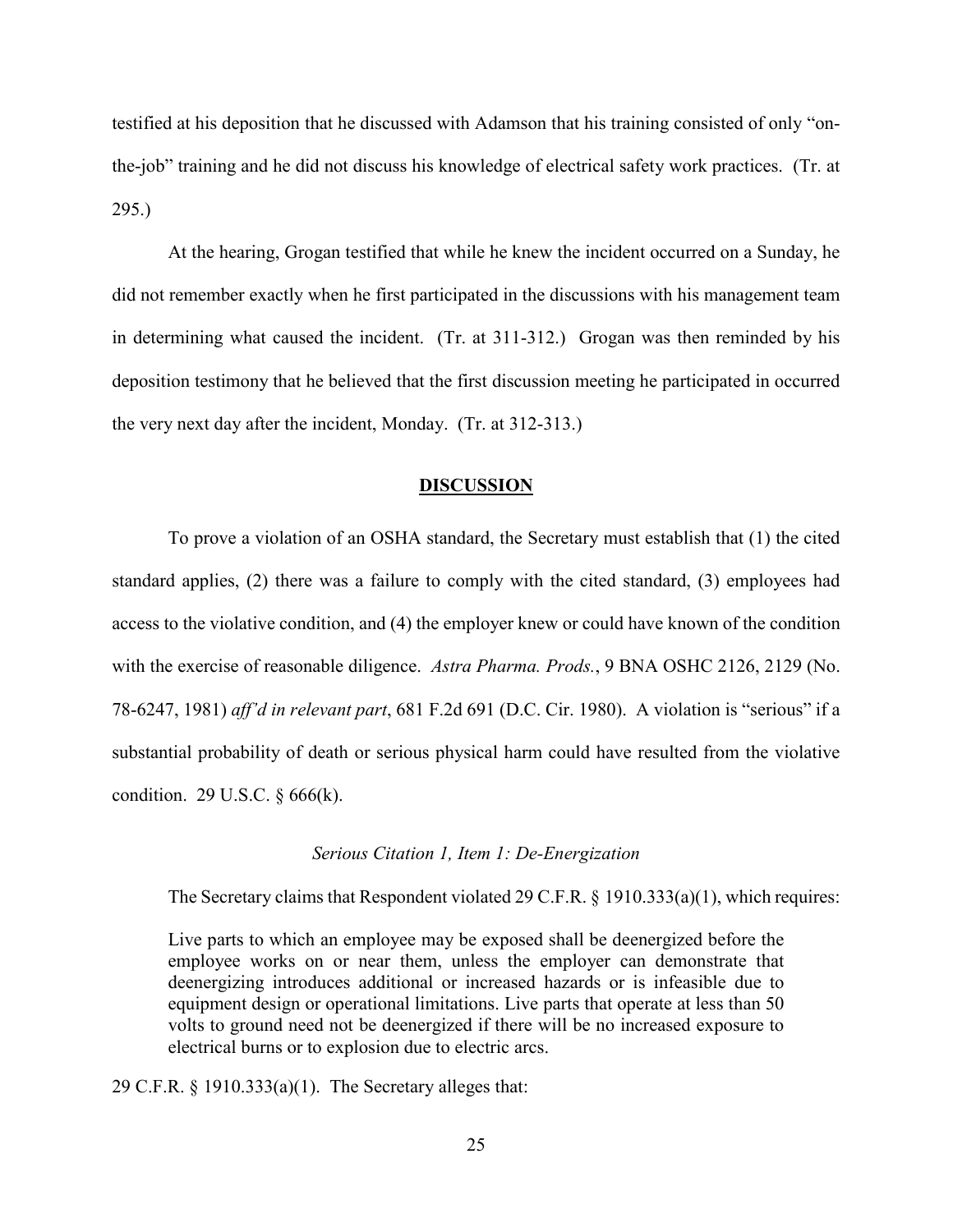testified at his deposition that he discussed with Adamson that his training consisted of only "on-the-job" training and he did not discuss his knowledge of electrical safety work practices. (Tr. at 295.)

At the hearing, Grogan testified that while he knew the incident occurred on a Sunday, he did not remember exactly when he first participated in the discussions with his management team in determining what caused the incident. (Tr. at 311-312.) Grogan was then reminded by his deposition testimony that he believed that the first discussion meeting he participated in occurred the very next day after the incident, Monday. (Tr. at 312-313.)

## DISCUSSION

To prove a violation of an OSHA standard, the Secretary must establish that (1) the cited standard applies, (2) there was a failure to comply with the cited standard, (3) employees had access to the violative condition, and (4) the employer knew or could have known of the condition with the exercise of reasonable diligence. *Astra Pharma. Prods.*, 9 BNA OSHC 2126, 2129 (No. 78-6247, 1981) *aff'd in relevant part*, 681 F.2d 691 (D.C. Cir. 1980). A violation is "serious" if a substantial probability of death or serious physical harm could have resulted from the violative condition. 29 U.S.C. § 666(k).

### *Serious Citation 1, Item 1: De-Energization*

The Secretary claims that Respondent violated 29 C.F.R. § 1910.333(a)(1), which requires:

> Live parts to which an employee may be exposed shall be deenergized before the employee works on or near them, unless the employer can demonstrate that deenergizing introduces additional or increased hazards or is infeasible due to equipment design or operational limitations. Live parts that operate at less than 50 volts to ground need not be deenergized if there will be no increased exposure to electrical burns or to explosion due to electric arcs.

29 C.F.R. § 1910.333(a)(1). The Secretary alleges that: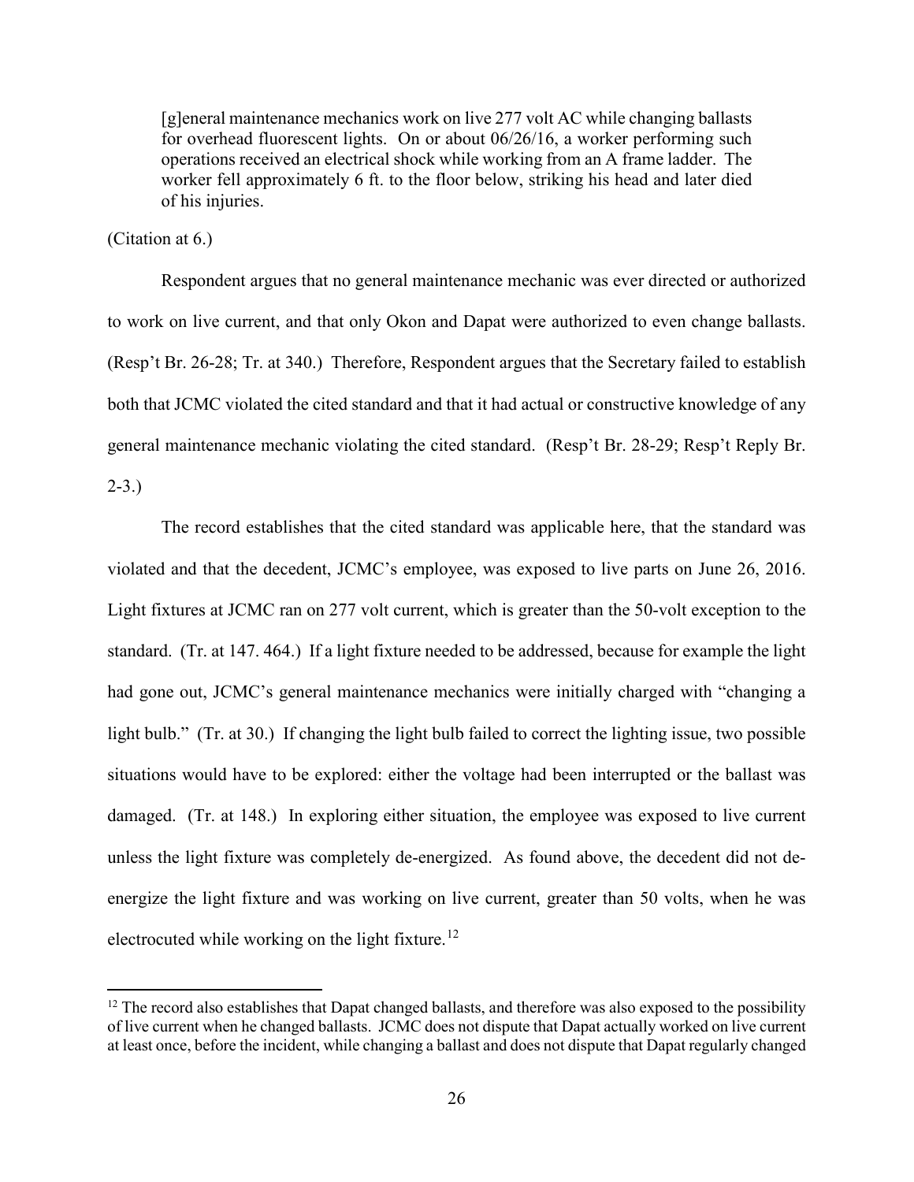> [g]eneral maintenance mechanics work on live 277 volt AC while changing ballasts for overhead fluorescent lights. On or about 06/26/16, a worker performing such operations received an electrical shock while working from an A frame ladder. The worker fell approximately 6 ft. to the floor below, striking his head and later died of his injuries.

(Citation at 6.)

Respondent argues that no general maintenance mechanic was ever directed or authorized to work on live current, and that only Okon and Dapat were authorized to even change ballasts. (Resp't Br. 26-28; Tr. at 340.) Therefore, Respondent argues that the Secretary failed to establish both that JCMC violated the cited standard and that it had actual or constructive knowledge of any general maintenance mechanic violating the cited standard. (Resp't Br. 28-29; Resp't Reply Br. 2-3.)

The record establishes that the cited standard was applicable here, that the standard was violated and that the decedent, JCMC's employee, was exposed to live parts on June 26, 2016. Light fixtures at JCMC ran on 277 volt current, which is greater than the 50-volt exception to the standard. (Tr. at 147. 464.) If a light fixture needed to be addressed, because for example the light had gone out, JCMC's general maintenance mechanics were initially charged with "changing a light bulb." (Tr. at 30.) If changing the light bulb failed to correct the lighting issue, two possible situations would have to be explored: either the voltage had been interrupted or the ballast was damaged. (Tr. at 148.) In exploring either situation, the employee was exposed to live current unless the light fixture was completely de-energized. As found above, the decedent did not de-energize the light fixture and was working on live current, greater than 50 volts, when he was electrocuted while working on the light fixture.[12]

[12] The record also establishes that Dapat changed ballasts, and therefore was also exposed to the possibility of live current when he changed ballasts. JCMC does not dispute that Dapat actually worked on live current at least once, before the incident, while changing a ballast and does not dispute that Dapat regularly changed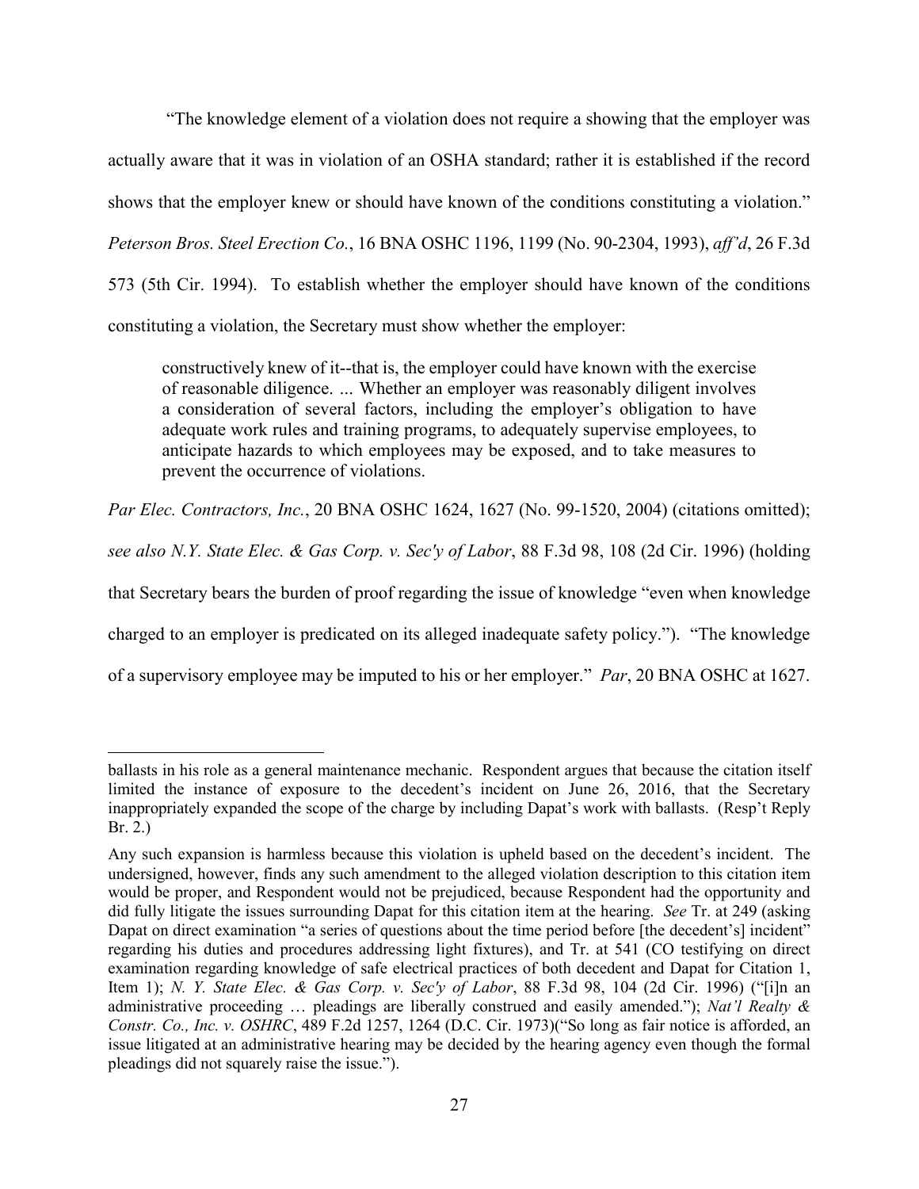"The knowledge element of a violation does not require a showing that the employer was actually aware that it was in violation of an OSHA standard; rather it is established if the record shows that the employer knew or should have known of the conditions constituting a violation." *Peterson Bros. Steel Erection Co.*, 16 BNA OSHC 1196, 1199 (No. 90-2304, 1993), *aff'd*, 26 F.3d 573 (5th Cir. 1994). To establish whether the employer should have known of the conditions constituting a violation, the Secretary must show whether the employer:

> constructively knew of it--that is, the employer could have known with the exercise of reasonable diligence. ... Whether an employer was reasonably diligent involves a consideration of several factors, including the employer's obligation to have adequate work rules and training programs, to adequately supervise employees, to anticipate hazards to which employees may be exposed, and to take measures to prevent the occurrence of violations.

*Par Elec. Contractors, Inc.*, 20 BNA OSHC 1624, 1627 (No. 99-1520, 2004) (citations omitted); *see also N.Y. State Elec. & Gas Corp. v. Sec'y of Labor*, 88 F.3d 98, 108 (2d Cir. 1996) (holding that Secretary bears the burden of proof regarding the issue of knowledge "even when knowledge charged to an employer is predicated on its alleged inadequate safety policy."). "The knowledge of a supervisory employee may be imputed to his or her employer." *Par*, 20 BNA OSHC at 1627.

---

ballasts in his role as a general maintenance mechanic. Respondent argues that because the citation itself limited the instance of exposure to the decedent's incident on June 26, 2016, that the Secretary inappropriately expanded the scope of the charge by including Dapat's work with ballasts. (Resp't Reply Br. 2.)

Any such expansion is harmless because this violation is upheld based on the decedent's incident. The undersigned, however, finds any such amendment to the alleged violation description to this citation item would be proper, and Respondent would not be prejudiced, because Respondent had the opportunity and did fully litigate the issues surrounding Dapat for this citation item at the hearing. *See* Tr. at 249 (asking Dapat on direct examination "a series of questions about the time period before [the decedent's] incident" regarding his duties and procedures addressing light fixtures), and Tr. at 541 (CO testifying on direct examination regarding knowledge of safe electrical practices of both decedent and Dapat for Citation 1, Item 1); *N. Y. State Elec. & Gas Corp. v. Sec'y of Labor*, 88 F.3d 98, 104 (2d Cir. 1996) ("[i]n an administrative proceeding … pleadings are liberally construed and easily amended."); *Nat'l Realty & Constr. Co., Inc. v. OSHRC*, 489 F.2d 1257, 1264 (D.C. Cir. 1973)("So long as fair notice is afforded, an issue litigated at an administrative hearing may be decided by the hearing agency even though the formal pleadings did not squarely raise the issue.").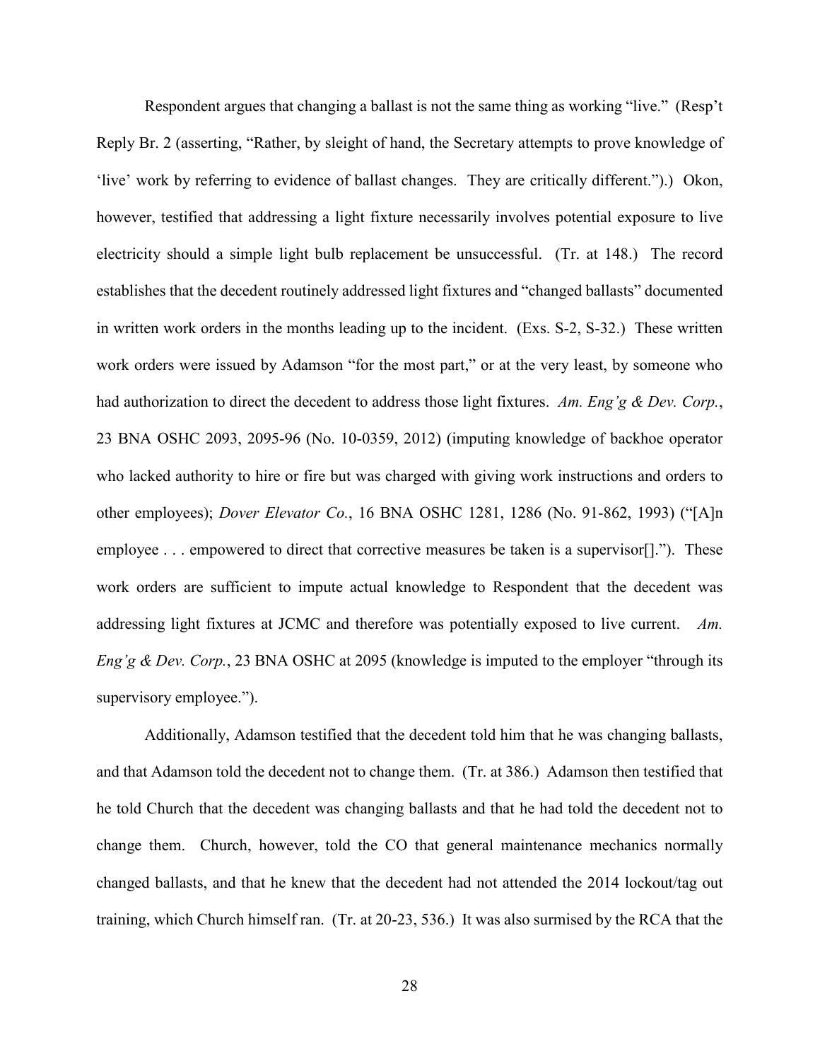Respondent argues that changing a ballast is not the same thing as working "live." (Resp't Reply Br. 2 (asserting, "Rather, by sleight of hand, the Secretary attempts to prove knowledge of 'live' work by referring to evidence of ballast changes. They are critically different.").) Okon, however, testified that addressing a light fixture necessarily involves potential exposure to live electricity should a simple light bulb replacement be unsuccessful. (Tr. at 148.) The record establishes that the decedent routinely addressed light fixtures and "changed ballasts" documented in written work orders in the months leading up to the incident. (Exs. S-2, S-32.) These written work orders were issued by Adamson "for the most part," or at the very least, by someone who had authorization to direct the decedent to address those light fixtures. *Am. Eng'g & Dev. Corp.*, 23 BNA OSHC 2093, 2095-96 (No. 10-0359, 2012) (imputing knowledge of backhoe operator who lacked authority to hire or fire but was charged with giving work instructions and orders to other employees); *Dover Elevator Co.*, 16 BNA OSHC 1281, 1286 (No. 91-862, 1993) ("[A]n employee . . . empowered to direct that corrective measures be taken is a supervisor[]."). These work orders are sufficient to impute actual knowledge to Respondent that the decedent was addressing light fixtures at JCMC and therefore was potentially exposed to live current. *Am. Eng'g & Dev. Corp.*, 23 BNA OSHC at 2095 (knowledge is imputed to the employer "through its supervisory employee.").

Additionally, Adamson testified that the decedent told him that he was changing ballasts, and that Adamson told the decedent not to change them. (Tr. at 386.) Adamson then testified that he told Church that the decedent was changing ballasts and that he had told the decedent not to change them. Church, however, told the CO that general maintenance mechanics normally changed ballasts, and that he knew that the decedent had not attended the 2014 lockout/tag out training, which Church himself ran. (Tr. at 20-23, 536.) It was also surmised by the RCA that the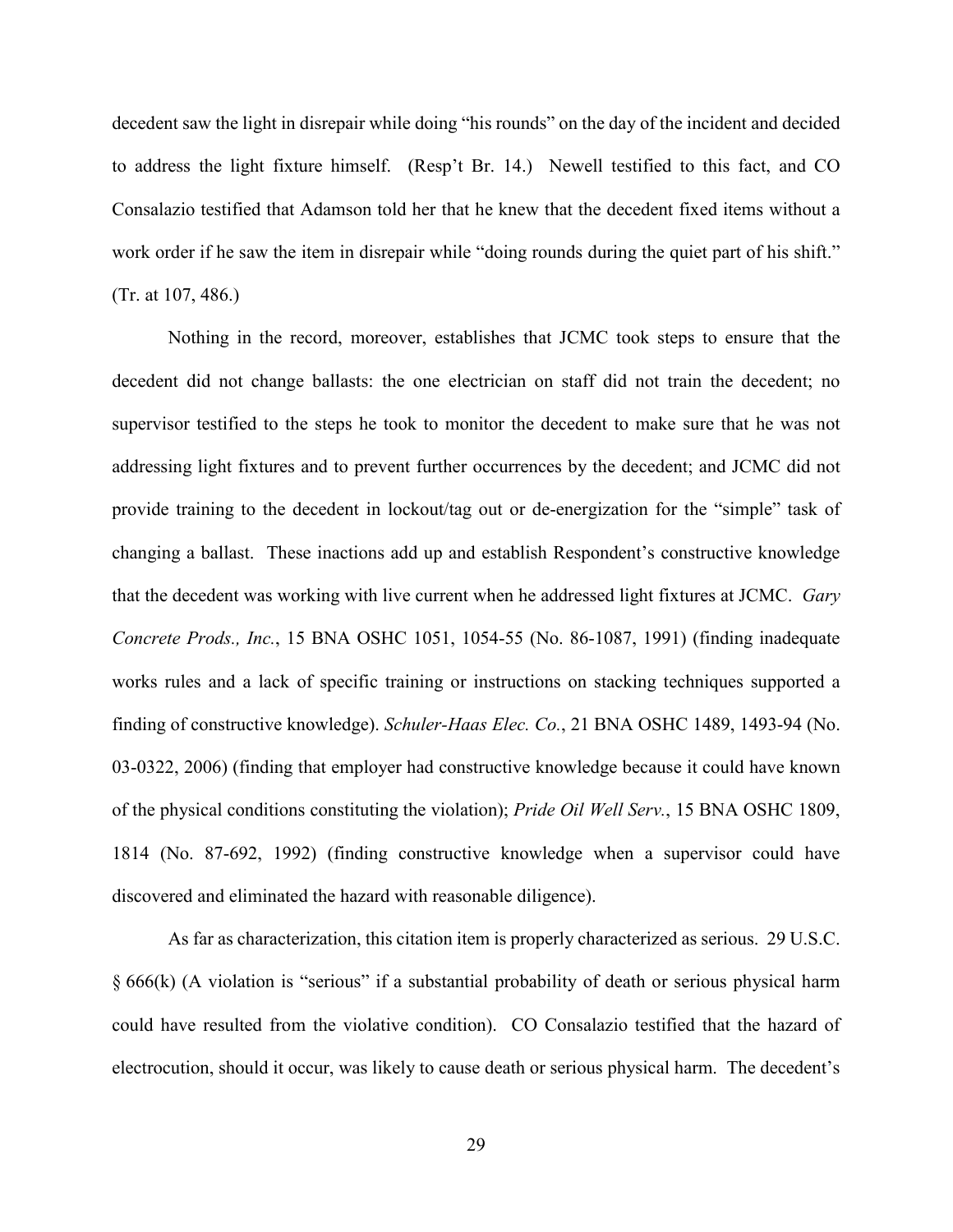decedent saw the light in disrepair while doing "his rounds" on the day of the incident and decided to address the light fixture himself. (Resp't Br. 14.) Newell testified to this fact, and CO Consalazio testified that Adamson told her that he knew that the decedent fixed items without a work order if he saw the item in disrepair while "doing rounds during the quiet part of his shift." (Tr. at 107, 486.)

Nothing in the record, moreover, establishes that JCMC took steps to ensure that the decedent did not change ballasts: the one electrician on staff did not train the decedent; no supervisor testified to the steps he took to monitor the decedent to make sure that he was not addressing light fixtures and to prevent further occurrences by the decedent; and JCMC did not provide training to the decedent in lockout/tag out or de-energization for the "simple" task of changing a ballast. These inactions add up and establish Respondent's constructive knowledge that the decedent was working with live current when he addressed light fixtures at JCMC. *Gary Concrete Prods., Inc.*, 15 BNA OSHC 1051, 1054-55 (No. 86-1087, 1991) (finding inadequate works rules and a lack of specific training or instructions on stacking techniques supported a finding of constructive knowledge). *Schuler-Haas Elec. Co.*, 21 BNA OSHC 1489, 1493-94 (No. 03-0322, 2006) (finding that employer had constructive knowledge because it could have known of the physical conditions constituting the violation); *Pride Oil Well Serv.*, 15 BNA OSHC 1809, 1814 (No. 87-692, 1992) (finding constructive knowledge when a supervisor could have discovered and eliminated the hazard with reasonable diligence).

As far as characterization, this citation item is properly characterized as serious. 29 U.S.C. § 666(k) (A violation is "serious" if a substantial probability of death or serious physical harm could have resulted from the violative condition). CO Consalazio testified that the hazard of electrocution, should it occur, was likely to cause death or serious physical harm. The decedent's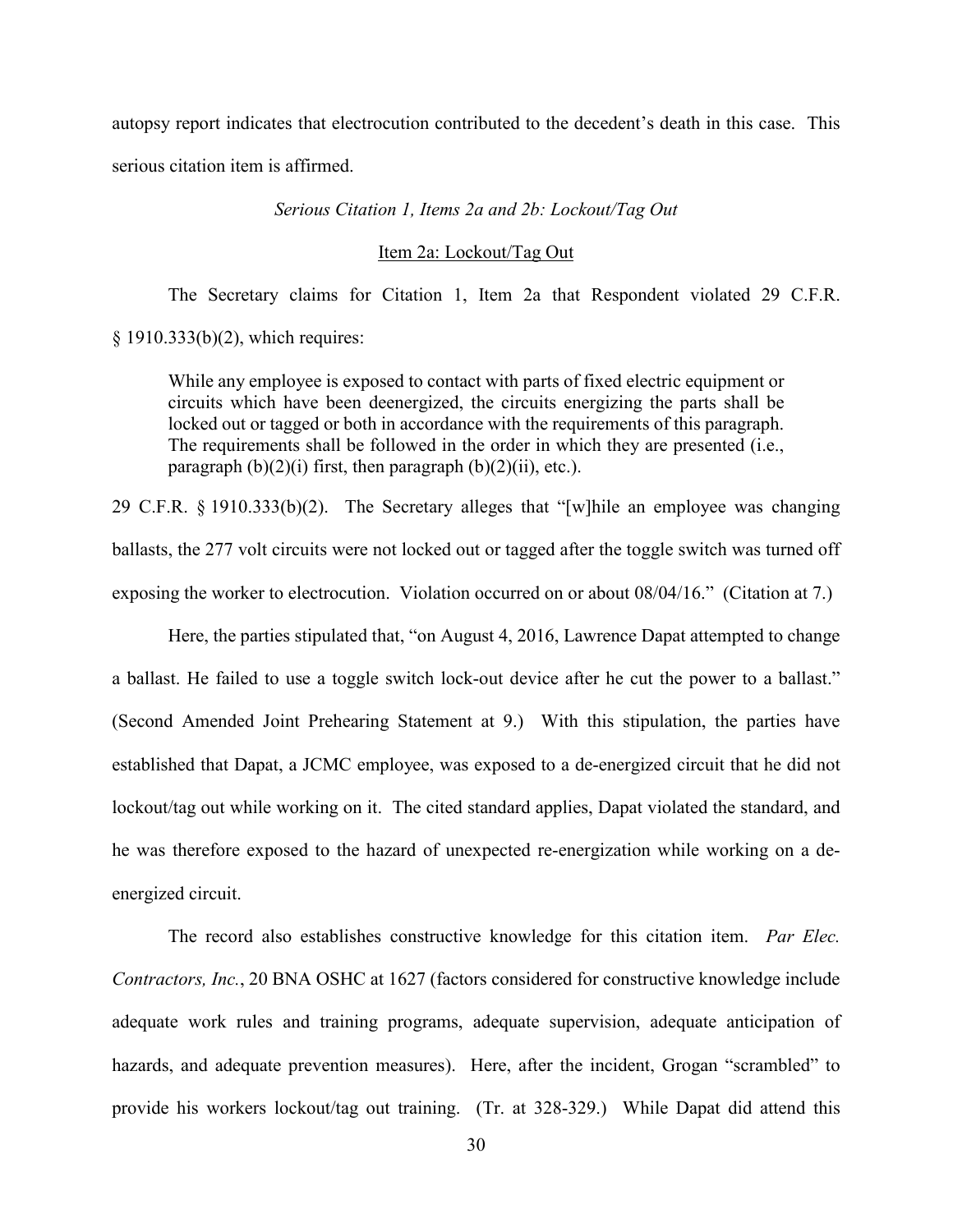autopsy report indicates that electrocution contributed to the decedent's death in this case. This serious citation item is affirmed.

*Serious Citation 1, Items 2a and 2b: Lockout/Tag Out*

Item 2a: Lockout/Tag Out

The Secretary claims for Citation 1, Item 2a that Respondent violated 29 C.F.R. § 1910.333(b)(2), which requires:

> While any employee is exposed to contact with parts of fixed electric equipment or circuits which have been deenergized, the circuits energizing the parts shall be locked out or tagged or both in accordance with the requirements of this paragraph. The requirements shall be followed in the order in which they are presented (i.e., paragraph (b)(2)(i) first, then paragraph (b)(2)(ii), etc.).

29 C.F.R. § 1910.333(b)(2). The Secretary alleges that "[w]hile an employee was changing ballasts, the 277 volt circuits were not locked out or tagged after the toggle switch was turned off exposing the worker to electrocution. Violation occurred on or about 08/04/16." (Citation at 7.)

Here, the parties stipulated that, "on August 4, 2016, Lawrence Dapat attempted to change a ballast. He failed to use a toggle switch lock-out device after he cut the power to a ballast." (Second Amended Joint Prehearing Statement at 9.) With this stipulation, the parties have established that Dapat, a JCMC employee, was exposed to a de-energized circuit that he did not lockout/tag out while working on it. The cited standard applies, Dapat violated the standard, and he was therefore exposed to the hazard of unexpected re-energization while working on a de-energized circuit.

The record also establishes constructive knowledge for this citation item. *Par Elec. Contractors, Inc.*, 20 BNA OSHC at 1627 (factors considered for constructive knowledge include adequate work rules and training programs, adequate supervision, adequate anticipation of hazards, and adequate prevention measures). Here, after the incident, Grogan "scrambled" to provide his workers lockout/tag out training. (Tr. at 328-329.) While Dapat did attend this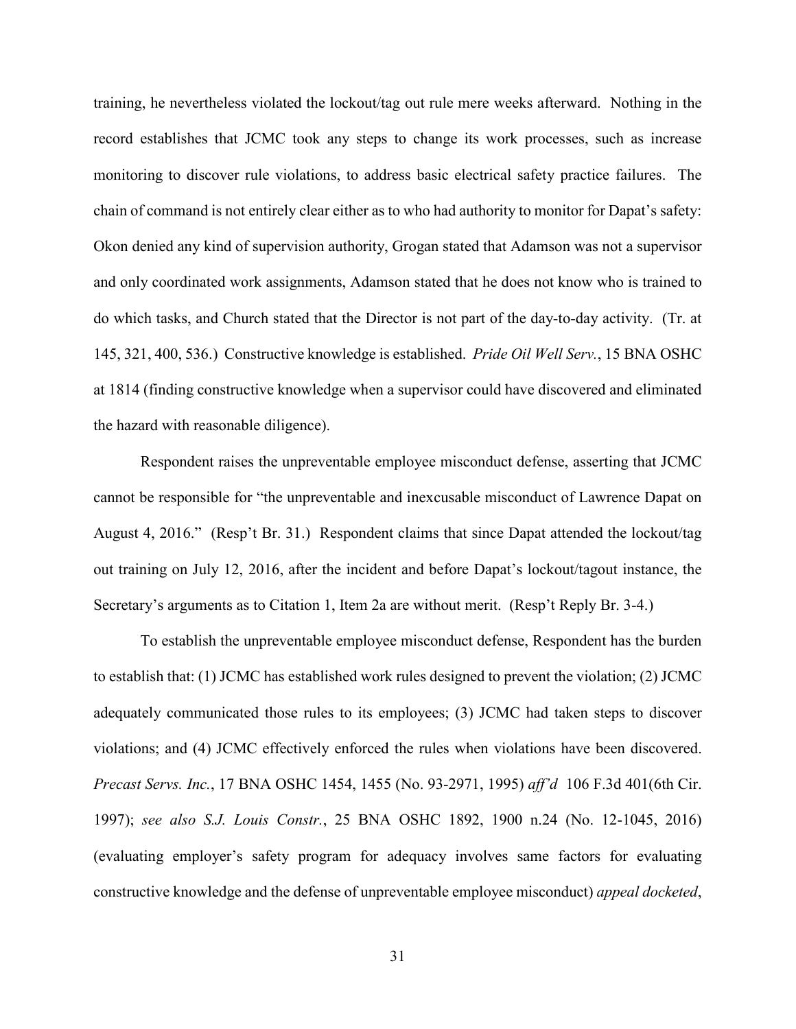training, he nevertheless violated the lockout/tag out rule mere weeks afterward. Nothing in the record establishes that JCMC took any steps to change its work processes, such as increase monitoring to discover rule violations, to address basic electrical safety practice failures. The chain of command is not entirely clear either as to who had authority to monitor for Dapat's safety: Okon denied any kind of supervision authority, Grogan stated that Adamson was not a supervisor and only coordinated work assignments, Adamson stated that he does not know who is trained to do which tasks, and Church stated that the Director is not part of the day-to-day activity. (Tr. at 145, 321, 400, 536.) Constructive knowledge is established. *Pride Oil Well Serv.*, 15 BNA OSHC at 1814 (finding constructive knowledge when a supervisor could have discovered and eliminated the hazard with reasonable diligence).

Respondent raises the unpreventable employee misconduct defense, asserting that JCMC cannot be responsible for "the unpreventable and inexcusable misconduct of Lawrence Dapat on August 4, 2016." (Resp't Br. 31.) Respondent claims that since Dapat attended the lockout/tag out training on July 12, 2016, after the incident and before Dapat's lockout/tagout instance, the Secretary's arguments as to Citation 1, Item 2a are without merit. (Resp't Reply Br. 3-4.)

To establish the unpreventable employee misconduct defense, Respondent has the burden to establish that: (1) JCMC has established work rules designed to prevent the violation; (2) JCMC adequately communicated those rules to its employees; (3) JCMC had taken steps to discover violations; and (4) JCMC effectively enforced the rules when violations have been discovered. *Precast Servs. Inc.*, 17 BNA OSHC 1454, 1455 (No. 93-2971, 1995) *aff'd* 106 F.3d 401(6th Cir. 1997); *see also S.J. Louis Constr.*, 25 BNA OSHC 1892, 1900 n.24 (No. 12-1045, 2016) (evaluating employer's safety program for adequacy involves same factors for evaluating constructive knowledge and the defense of unpreventable employee misconduct) *appeal docketed*,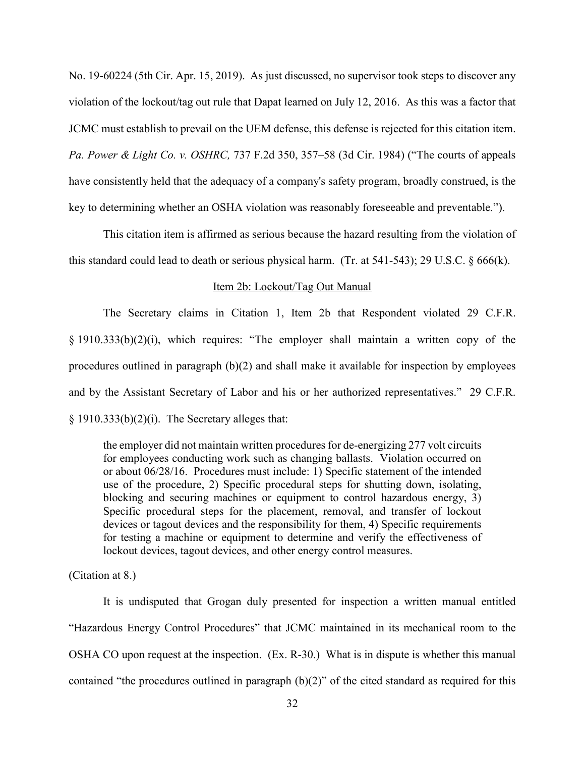No. 19-60224 (5th Cir. Apr. 15, 2019). As just discussed, no supervisor took steps to discover any violation of the lockout/tag out rule that Dapat learned on July 12, 2016. As this was a factor that JCMC must establish to prevail on the UEM defense, this defense is rejected for this citation item. *Pa. Power & Light Co. v. OSHRC,* 737 F.2d 350, 357–58 (3d Cir. 1984) ("The courts of appeals have consistently held that the adequacy of a company's safety program, broadly construed, is the key to determining whether an OSHA violation was reasonably foreseeable and preventable.").

This citation item is affirmed as serious because the hazard resulting from the violation of this standard could lead to death or serious physical harm. (Tr. at 541-543); 29 U.S.C. § 666(k).

<u>Item 2b: Lockout/Tag Out Manual</u>

The Secretary claims in Citation 1, Item 2b that Respondent violated 29 C.F.R. § 1910.333(b)(2)(i), which requires: "The employer shall maintain a written copy of the procedures outlined in paragraph (b)(2) and shall make it available for inspection by employees and by the Assistant Secretary of Labor and his or her authorized representatives." 29 C.F.R. § 1910.333(b)(2)(i). The Secretary alleges that:

> the employer did not maintain written procedures for de-energizing 277 volt circuits for employees conducting work such as changing ballasts. Violation occurred on or about 06/28/16. Procedures must include: 1) Specific statement of the intended use of the procedure, 2) Specific procedural steps for shutting down, isolating, blocking and securing machines or equipment to control hazardous energy, 3) Specific procedural steps for the placement, removal, and transfer of lockout devices or tagout devices and the responsibility for them, 4) Specific requirements for testing a machine or equipment to determine and verify the effectiveness of lockout devices, tagout devices, and other energy control measures.

(Citation at 8.)

It is undisputed that Grogan duly presented for inspection a written manual entitled "Hazardous Energy Control Procedures" that JCMC maintained in its mechanical room to the OSHA CO upon request at the inspection. (Ex. R-30.) What is in dispute is whether this manual contained "the procedures outlined in paragraph (b)(2)" of the cited standard as required for this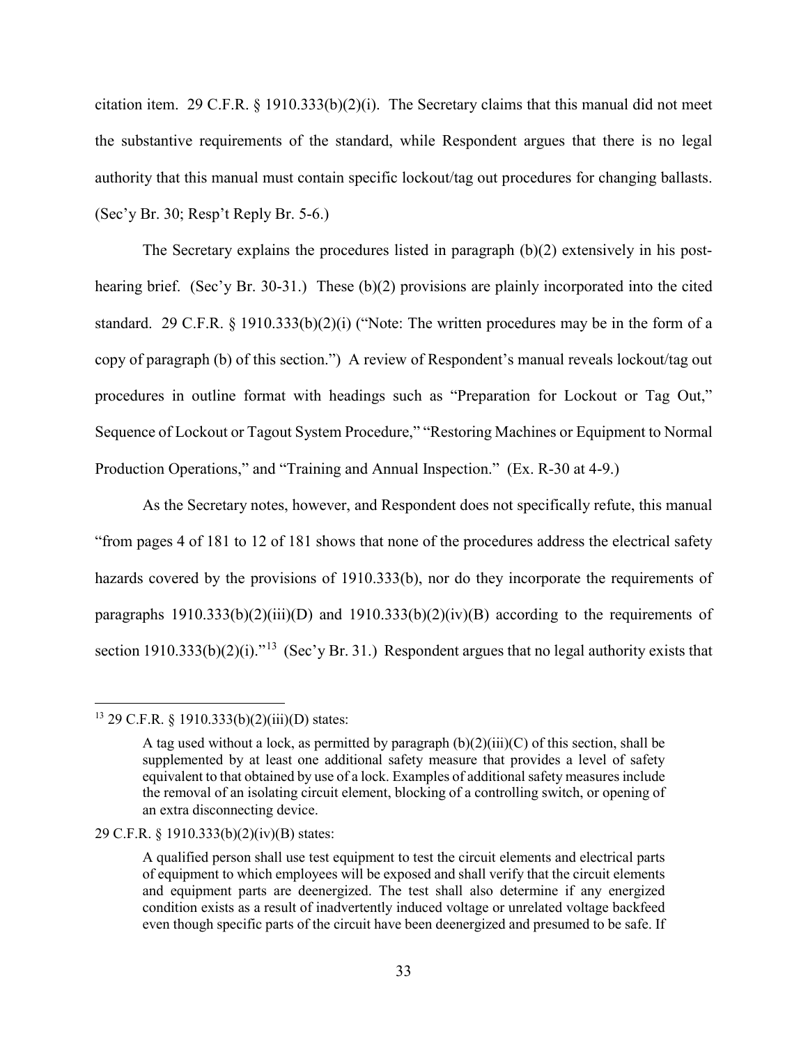citation item. 29 C.F.R. § 1910.333(b)(2)(i). The Secretary claims that this manual did not meet the substantive requirements of the standard, while Respondent argues that there is no legal authority that this manual must contain specific lockout/tag out procedures for changing ballasts. (Sec'y Br. 30; Resp't Reply Br. 5-6.)

The Secretary explains the procedures listed in paragraph (b)(2) extensively in his post-hearing brief. (Sec'y Br. 30-31.) These (b)(2) provisions are plainly incorporated into the cited standard. 29 C.F.R. § 1910.333(b)(2)(i) ("Note: The written procedures may be in the form of a copy of paragraph (b) of this section.") A review of Respondent's manual reveals lockout/tag out procedures in outline format with headings such as "Preparation for Lockout or Tag Out," Sequence of Lockout or Tagout System Procedure," "Restoring Machines or Equipment to Normal Production Operations," and "Training and Annual Inspection." (Ex. R-30 at 4-9.)

As the Secretary notes, however, and Respondent does not specifically refute, this manual "from pages 4 of 181 to 12 of 181 shows that none of the procedures address the electrical safety hazards covered by the provisions of 1910.333(b), nor do they incorporate the requirements of paragraphs 1910.333(b)(2)(iii)(D) and 1910.333(b)(2)(iv)(B) according to the requirements of section 1910.333(b)(2)(i)."[13] (Sec'y Br. 31.) Respondent argues that no legal authority exists that

---

[13] 29 C.F.R. § 1910.333(b)(2)(iii)(D) states:

> A tag used without a lock, as permitted by paragraph (b)(2)(iii)(C) of this section, shall be supplemented by at least one additional safety measure that provides a level of safety equivalent to that obtained by use of a lock. Examples of additional safety measures include the removal of an isolating circuit element, blocking of a controlling switch, or opening of an extra disconnecting device.

29 C.F.R. § 1910.333(b)(2)(iv)(B) states:

> A qualified person shall use test equipment to test the circuit elements and electrical parts of equipment to which employees will be exposed and shall verify that the circuit elements and equipment parts are deenergized. The test shall also determine if any energized condition exists as a result of inadvertently induced voltage or unrelated voltage backfeed even though specific parts of the circuit have been deenergized and presumed to be safe. If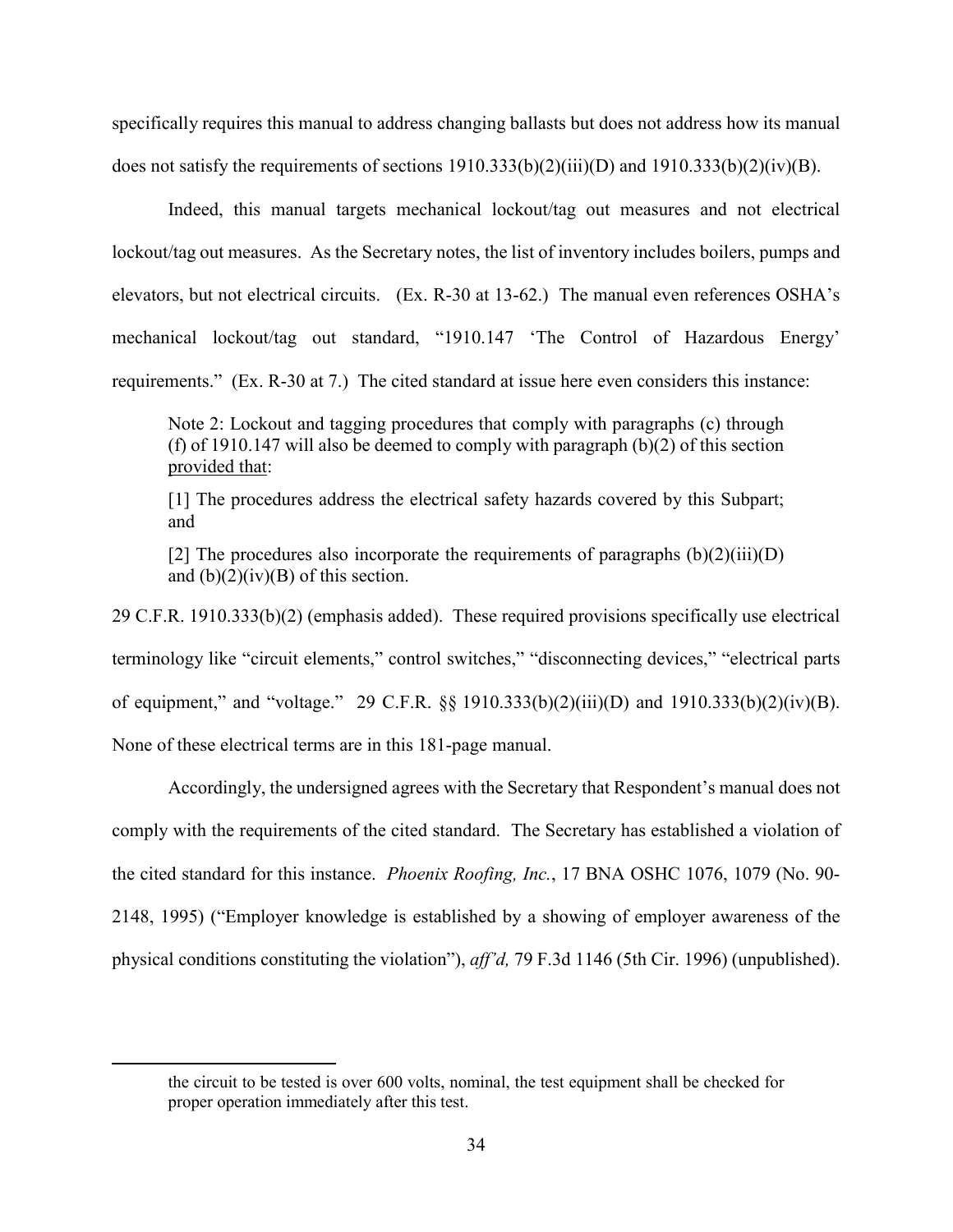specifically requires this manual to address changing ballasts but does not address how its manual does not satisfy the requirements of sections 1910.333(b)(2)(iii)(D) and 1910.333(b)(2)(iv)(B).

Indeed, this manual targets mechanical lockout/tag out measures and not electrical lockout/tag out measures. As the Secretary notes, the list of inventory includes boilers, pumps and elevators, but not electrical circuits. (Ex. R-30 at 13-62.) The manual even references OSHA's mechanical lockout/tag out standard, "1910.147 'The Control of Hazardous Energy' requirements." (Ex. R-30 at 7.) The cited standard at issue here even considers this instance:

> Note 2: Lockout and tagging procedures that comply with paragraphs (c) through (f) of 1910.147 will also be deemed to comply with paragraph (b)(2) of this section <u>provided that</u>:
>
> [1] The procedures address the electrical safety hazards covered by this Subpart; and
>
> [2] The procedures also incorporate the requirements of paragraphs (b)(2)(iii)(D) and (b)(2)(iv)(B) of this section.

29 C.F.R. 1910.333(b)(2) (emphasis added). These required provisions specifically use electrical terminology like "circuit elements," control switches," "disconnecting devices," "electrical parts of equipment," and "voltage." 29 C.F.R. §§ 1910.333(b)(2)(iii)(D) and 1910.333(b)(2)(iv)(B). None of these electrical terms are in this 181-page manual.

Accordingly, the undersigned agrees with the Secretary that Respondent's manual does not comply with the requirements of the cited standard. The Secretary has established a violation of the cited standard for this instance. *Phoenix Roofing, Inc.*, 17 BNA OSHC 1076, 1079 (No. 90-2148, 1995) ("Employer knowledge is established by a showing of employer awareness of the physical conditions constituting the violation"), *aff'd,* 79 F.3d 1146 (5th Cir. 1996) (unpublished).

---

the circuit to be tested is over 600 volts, nominal, the test equipment shall be checked for proper operation immediately after this test.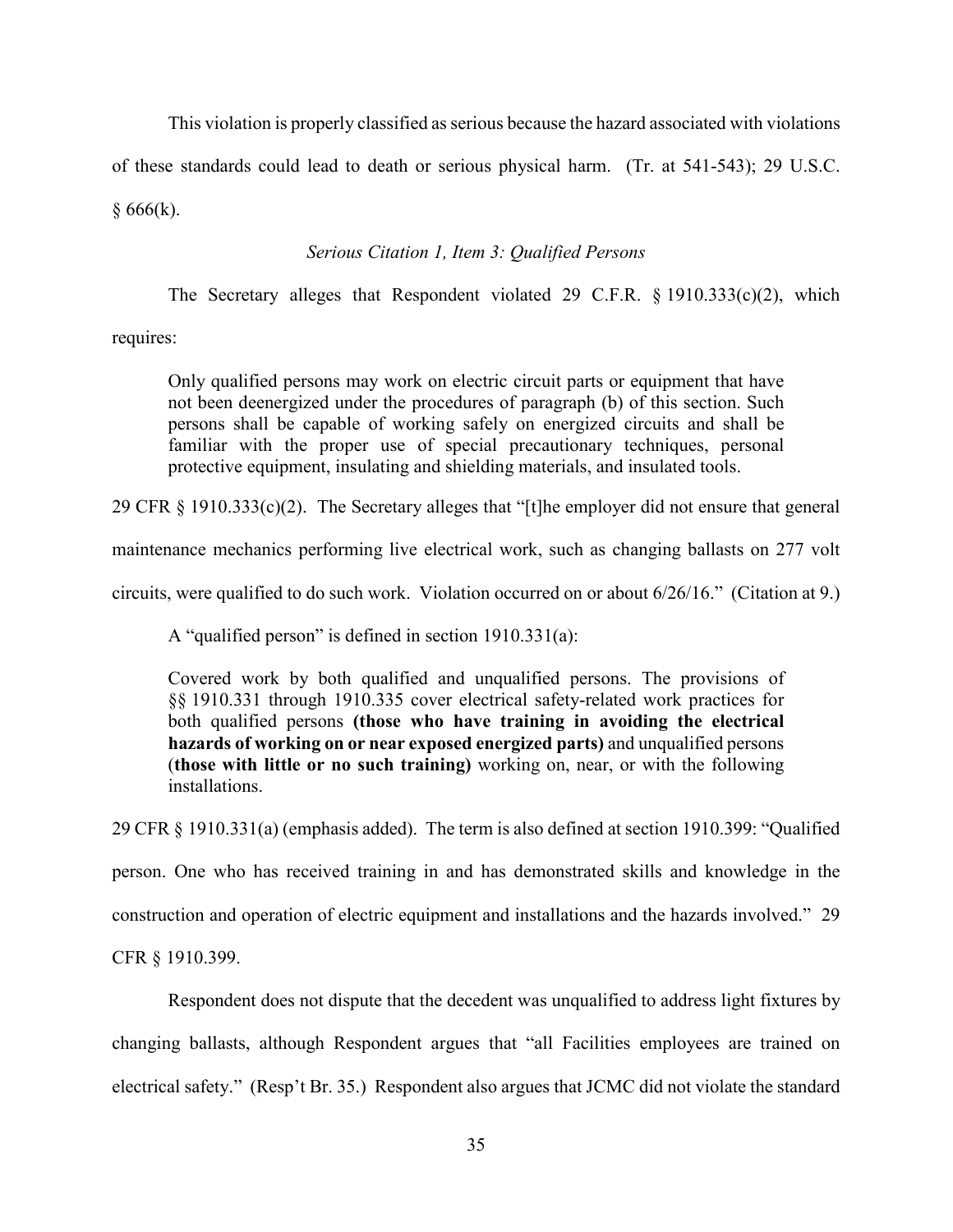This violation is properly classified as serious because the hazard associated with violations of these standards could lead to death or serious physical harm. (Tr. at 541-543); 29 U.S.C. § 666(k).

*Serious Citation 1, Item 3: Qualified Persons*

The Secretary alleges that Respondent violated 29 C.F.R. § 1910.333(c)(2), which requires:

> Only qualified persons may work on electric circuit parts or equipment that have not been deenergized under the procedures of paragraph (b) of this section. Such persons shall be capable of working safely on energized circuits and shall be familiar with the proper use of special precautionary techniques, personal protective equipment, insulating and shielding materials, and insulated tools.

29 CFR § 1910.333(c)(2). The Secretary alleges that "[t]he employer did not ensure that general maintenance mechanics performing live electrical work, such as changing ballasts on 277 volt circuits, were qualified to do such work. Violation occurred on or about 6/26/16." (Citation at 9.)

A "qualified person" is defined in section 1910.331(a):

> Covered work by both qualified and unqualified persons. The provisions of §§ 1910.331 through 1910.335 cover electrical safety-related work practices for both qualified persons **(those who have training in avoiding the electrical hazards of working on or near exposed energized parts)** and unqualified persons (**those with little or no such training)** working on, near, or with the following installations.

29 CFR § 1910.331(a) (emphasis added). The term is also defined at section 1910.399: "Qualified person. One who has received training in and has demonstrated skills and knowledge in the construction and operation of electric equipment and installations and the hazards involved." 29 CFR § 1910.399.

Respondent does not dispute that the decedent was unqualified to address light fixtures by changing ballasts, although Respondent argues that "all Facilities employees are trained on electrical safety." (Resp't Br. 35.) Respondent also argues that JCMC did not violate the standard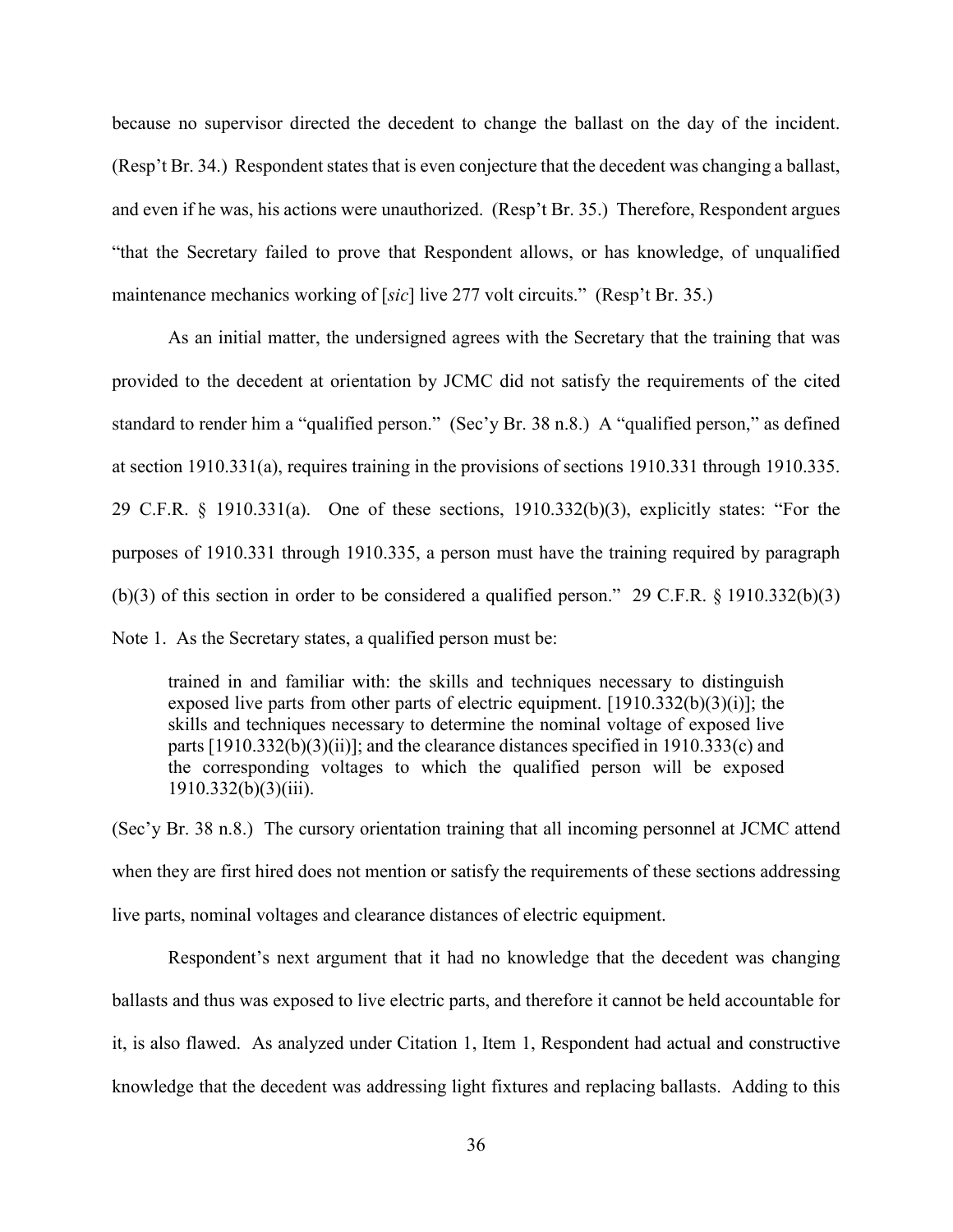because no supervisor directed the decedent to change the ballast on the day of the incident. (Resp't Br. 34.) Respondent states that is even conjecture that the decedent was changing a ballast, and even if he was, his actions were unauthorized. (Resp't Br. 35.) Therefore, Respondent argues "that the Secretary failed to prove that Respondent allows, or has knowledge, of unqualified maintenance mechanics working of [*sic*] live 277 volt circuits." (Resp't Br. 35.)

As an initial matter, the undersigned agrees with the Secretary that the training that was provided to the decedent at orientation by JCMC did not satisfy the requirements of the cited standard to render him a "qualified person." (Sec'y Br. 38 n.8.) A "qualified person," as defined at section 1910.331(a), requires training in the provisions of sections 1910.331 through 1910.335. 29 C.F.R. § 1910.331(a). One of these sections, 1910.332(b)(3), explicitly states: "For the purposes of 1910.331 through 1910.335, a person must have the training required by paragraph (b)(3) of this section in order to be considered a qualified person." 29 C.F.R. § 1910.332(b)(3) Note 1. As the Secretary states, a qualified person must be:

> trained in and familiar with: the skills and techniques necessary to distinguish exposed live parts from other parts of electric equipment. [1910.332(b)(3)(i)]; the skills and techniques necessary to determine the nominal voltage of exposed live parts [1910.332(b)(3)(ii)]; and the clearance distances specified in 1910.333(c) and the corresponding voltages to which the qualified person will be exposed 1910.332(b)(3)(iii).

(Sec'y Br. 38 n.8.) The cursory orientation training that all incoming personnel at JCMC attend when they are first hired does not mention or satisfy the requirements of these sections addressing live parts, nominal voltages and clearance distances of electric equipment.

Respondent's next argument that it had no knowledge that the decedent was changing ballasts and thus was exposed to live electric parts, and therefore it cannot be held accountable for it, is also flawed. As analyzed under Citation 1, Item 1, Respondent had actual and constructive knowledge that the decedent was addressing light fixtures and replacing ballasts. Adding to this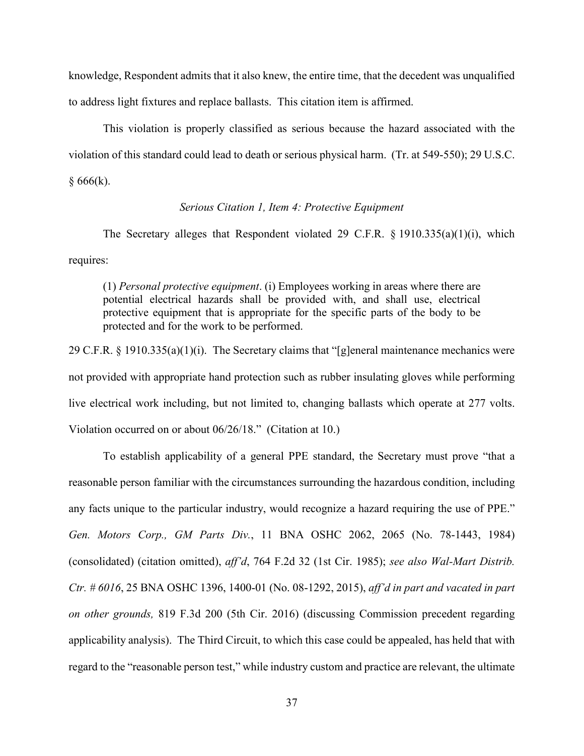knowledge, Respondent admits that it also knew, the entire time, that the decedent was unqualified to address light fixtures and replace ballasts. This citation item is affirmed.

This violation is properly classified as serious because the hazard associated with the violation of this standard could lead to death or serious physical harm. (Tr. at 549-550); 29 U.S.C. § 666(k).

*Serious Citation 1, Item 4: Protective Equipment*

The Secretary alleges that Respondent violated 29 C.F.R. § 1910.335(a)(1)(i), which requires:

> (1) *Personal protective equipment*. (i) Employees working in areas where there are potential electrical hazards shall be provided with, and shall use, electrical protective equipment that is appropriate for the specific parts of the body to be protected and for the work to be performed.

29 C.F.R. § 1910.335(a)(1)(i). The Secretary claims that "[g]eneral maintenance mechanics were not provided with appropriate hand protection such as rubber insulating gloves while performing live electrical work including, but not limited to, changing ballasts which operate at 277 volts. Violation occurred on or about 06/26/18." (Citation at 10.)

To establish applicability of a general PPE standard, the Secretary must prove "that a reasonable person familiar with the circumstances surrounding the hazardous condition, including any facts unique to the particular industry, would recognize a hazard requiring the use of PPE." *Gen. Motors Corp., GM Parts Div.*, 11 BNA OSHC 2062, 2065 (No. 78-1443, 1984) (consolidated) (citation omitted), *aff'd*, 764 F.2d 32 (1st Cir. 1985); *see also Wal-Mart Distrib. Ctr. # 6016*, 25 BNA OSHC 1396, 1400-01 (No. 08-1292, 2015), *aff'd in part and vacated in part on other grounds,* 819 F.3d 200 (5th Cir. 2016) (discussing Commission precedent regarding applicability analysis). The Third Circuit, to which this case could be appealed, has held that with regard to the "reasonable person test," while industry custom and practice are relevant, the ultimate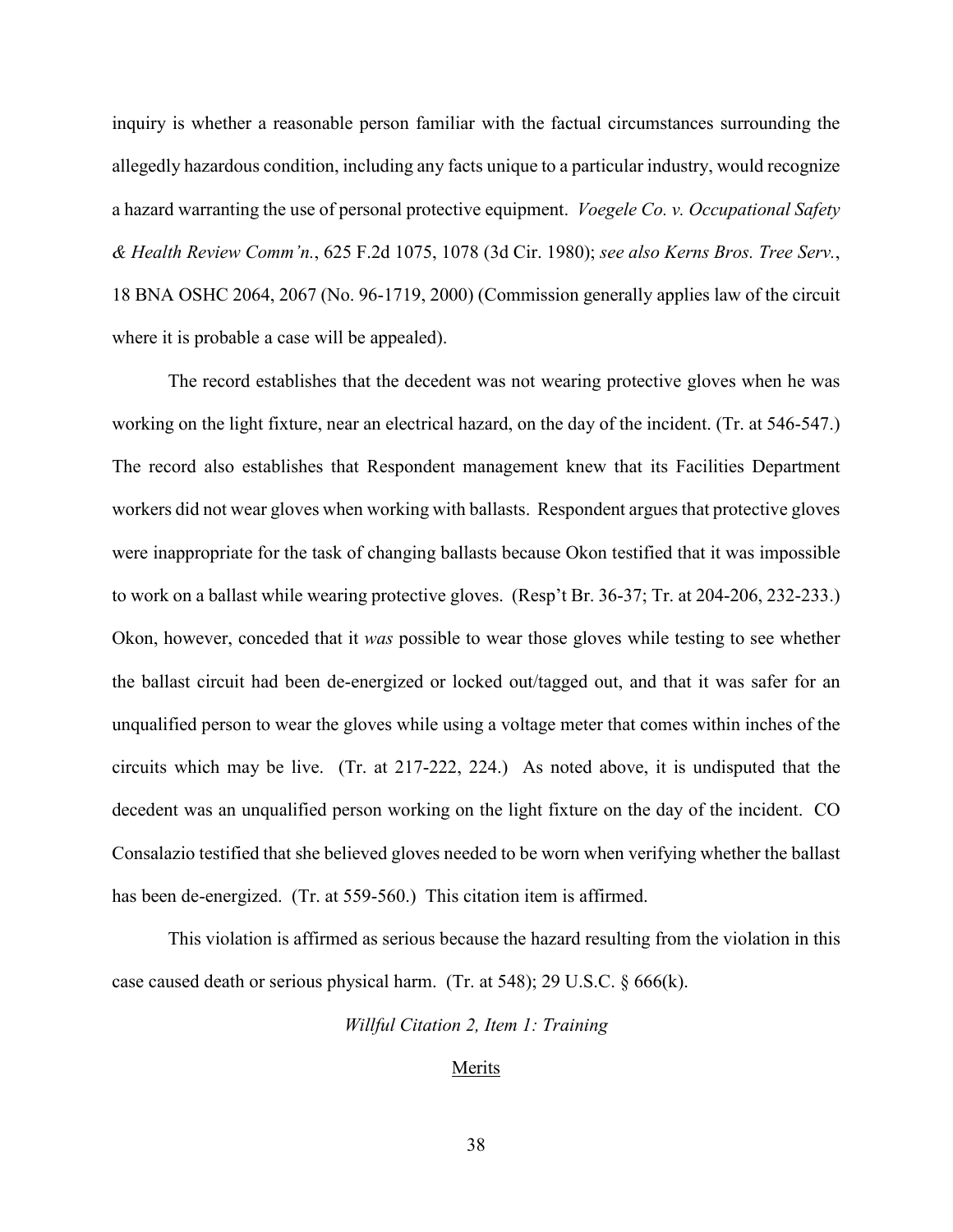inquiry is whether a reasonable person familiar with the factual circumstances surrounding the allegedly hazardous condition, including any facts unique to a particular industry, would recognize a hazard warranting the use of personal protective equipment. *Voegele Co. v. Occupational Safety & Health Review Comm'n.*, 625 F.2d 1075, 1078 (3d Cir. 1980); *see also Kerns Bros. Tree Serv.*, 18 BNA OSHC 2064, 2067 (No. 96-1719, 2000) (Commission generally applies law of the circuit where it is probable a case will be appealed).

The record establishes that the decedent was not wearing protective gloves when he was working on the light fixture, near an electrical hazard, on the day of the incident. (Tr. at 546-547.) The record also establishes that Respondent management knew that its Facilities Department workers did not wear gloves when working with ballasts. Respondent argues that protective gloves were inappropriate for the task of changing ballasts because Okon testified that it was impossible to work on a ballast while wearing protective gloves. (Resp't Br. 36-37; Tr. at 204-206, 232-233.) Okon, however, conceded that it *was* possible to wear those gloves while testing to see whether the ballast circuit had been de-energized or locked out/tagged out, and that it was safer for an unqualified person to wear the gloves while using a voltage meter that comes within inches of the circuits which may be live. (Tr. at 217-222, 224.) As noted above, it is undisputed that the decedent was an unqualified person working on the light fixture on the day of the incident. CO Consalazio testified that she believed gloves needed to be worn when verifying whether the ballast has been de-energized. (Tr. at 559-560.) This citation item is affirmed.

This violation is affirmed as serious because the hazard resulting from the violation in this case caused death or serious physical harm. (Tr. at 548); 29 U.S.C. § 666(k).

*Willful Citation 2, Item 1: Training*

<u>Merits</u>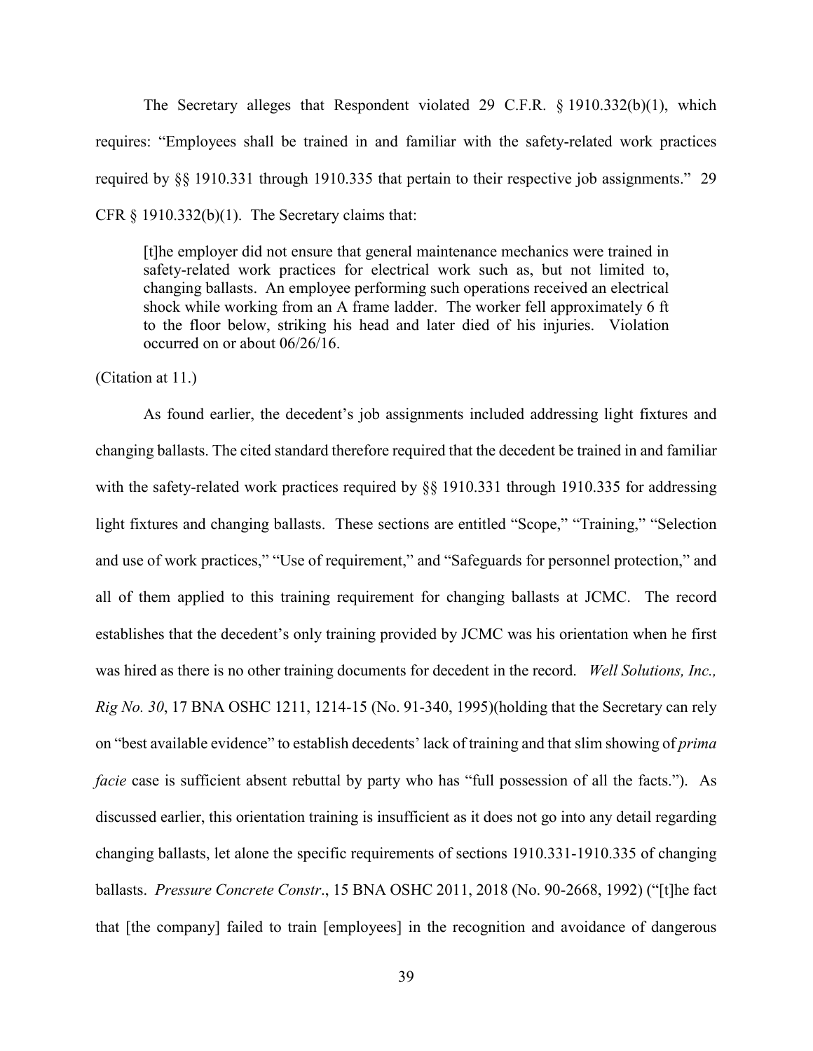The Secretary alleges that Respondent violated 29 C.F.R. § 1910.332(b)(1), which requires: "Employees shall be trained in and familiar with the safety-related work practices required by §§ 1910.331 through 1910.335 that pertain to their respective job assignments." 29 CFR § 1910.332(b)(1). The Secretary claims that:

> [t]he employer did not ensure that general maintenance mechanics were trained in safety-related work practices for electrical work such as, but not limited to, changing ballasts. An employee performing such operations received an electrical shock while working from an A frame ladder. The worker fell approximately 6 ft to the floor below, striking his head and later died of his injuries. Violation occurred on or about 06/26/16.

(Citation at 11.)

As found earlier, the decedent's job assignments included addressing light fixtures and changing ballasts. The cited standard therefore required that the decedent be trained in and familiar with the safety-related work practices required by §§ 1910.331 through 1910.335 for addressing light fixtures and changing ballasts. These sections are entitled "Scope," "Training," "Selection and use of work practices," "Use of requirement," and "Safeguards for personnel protection," and all of them applied to this training requirement for changing ballasts at JCMC. The record establishes that the decedent's only training provided by JCMC was his orientation when he first was hired as there is no other training documents for decedent in the record. *Well Solutions, Inc., Rig No. 30*, 17 BNA OSHC 1211, 1214-15 (No. 91-340, 1995)(holding that the Secretary can rely on "best available evidence" to establish decedents' lack of training and that slim showing of *prima facie* case is sufficient absent rebuttal by party who has "full possession of all the facts."). As discussed earlier, this orientation training is insufficient as it does not go into any detail regarding changing ballasts, let alone the specific requirements of sections 1910.331-1910.335 of changing ballasts. *Pressure Concrete Constr*., 15 BNA OSHC 2011, 2018 (No. 90-2668, 1992) ("[t]he fact that [the company] failed to train [employees] in the recognition and avoidance of dangerous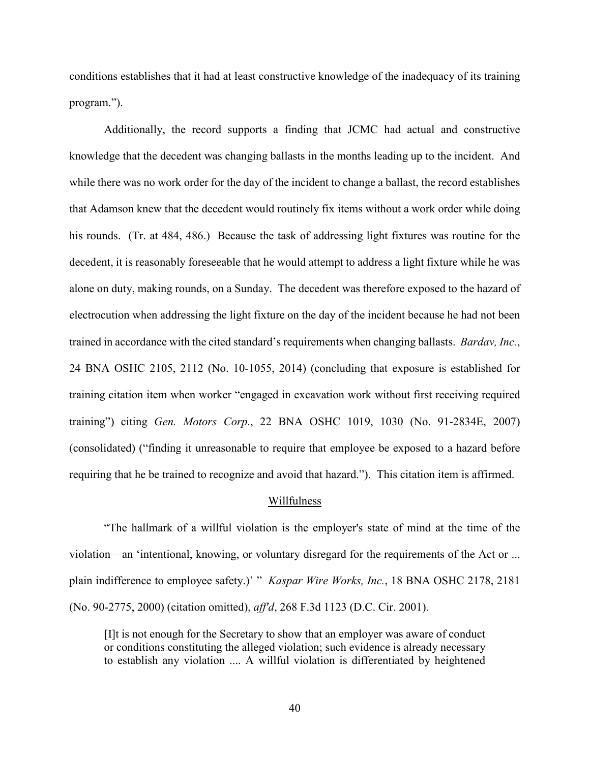conditions establishes that it had at least constructive knowledge of the inadequacy of its training program.").

Additionally, the record supports a finding that JCMC had actual and constructive knowledge that the decedent was changing ballasts in the months leading up to the incident. And while there was no work order for the day of the incident to change a ballast, the record establishes that Adamson knew that the decedent would routinely fix items without a work order while doing his rounds. (Tr. at 484, 486.) Because the task of addressing light fixtures was routine for the decedent, it is reasonably foreseeable that he would attempt to address a light fixture while he was alone on duty, making rounds, on a Sunday. The decedent was therefore exposed to the hazard of electrocution when addressing the light fixture on the day of the incident because he had not been trained in accordance with the cited standard's requirements when changing ballasts. *Bardav, Inc.*, 24 BNA OSHC 2105, 2112 (No. 10-1055, 2014) (concluding that exposure is established for training citation item when worker "engaged in excavation work without first receiving required training") citing *Gen. Motors Corp*., 22 BNA OSHC 1019, 1030 (No. 91-2834E, 2007) (consolidated) ("finding it unreasonable to require that employee be exposed to a hazard before requiring that he be trained to recognize and avoid that hazard."). This citation item is affirmed.

## Willfulness

"The hallmark of a willful violation is the employer's state of mind at the time of the violation—an 'intentional, knowing, or voluntary disregard for the requirements of the Act or ... plain indifference to employee safety.)' " *Kaspar Wire Works, Inc.*, 18 BNA OSHC 2178, 2181 (No. 90-2775, 2000) (citation omitted), *aff'd*, 268 F.3d 1123 (D.C. Cir. 2001).

> [I]t is not enough for the Secretary to show that an employer was aware of conduct or conditions constituting the alleged violation; such evidence is already necessary to establish any violation .... A willful violation is differentiated by heightened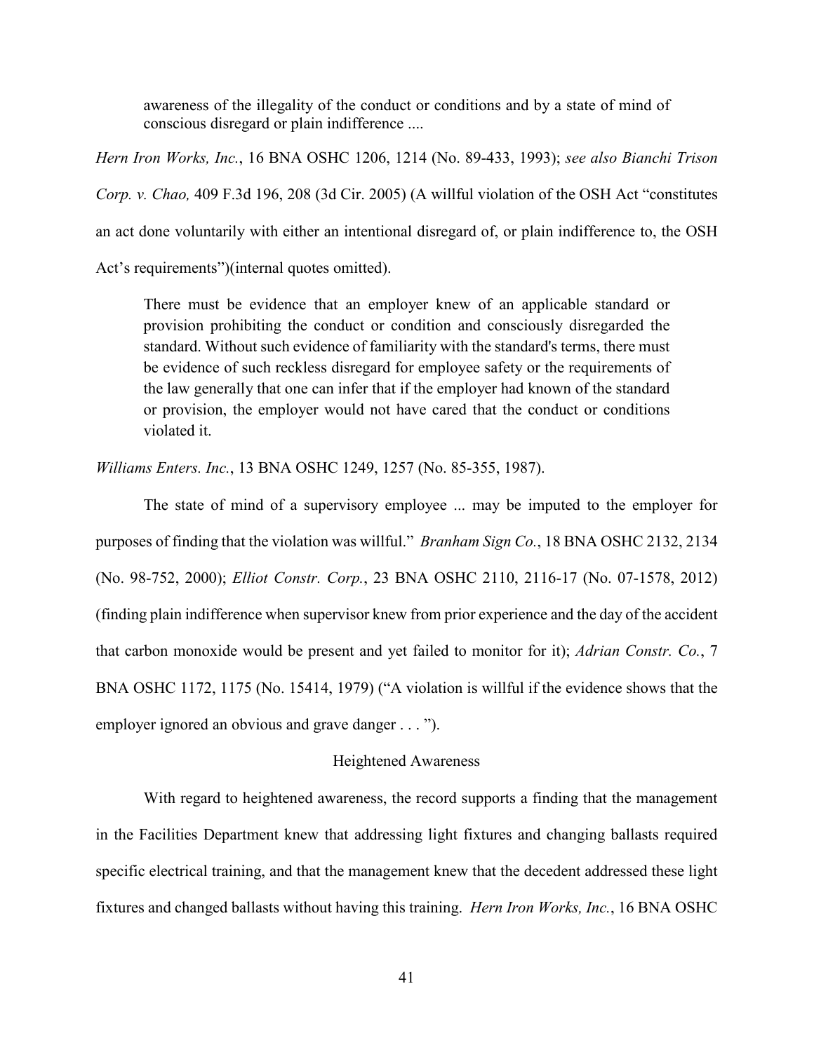> awareness of the illegality of the conduct or conditions and by a state of mind of conscious disregard or plain indifference ....

*Hern Iron Works, Inc.*, 16 BNA OSHC 1206, 1214 (No. 89-433, 1993); *see also Bianchi Trison Corp. v. Chao,* 409 F.3d 196, 208 (3d Cir. 2005) (A willful violation of the OSH Act "constitutes an act done voluntarily with either an intentional disregard of, or plain indifference to, the OSH Act's requirements")(internal quotes omitted).

> There must be evidence that an employer knew of an applicable standard or provision prohibiting the conduct or condition and consciously disregarded the standard. Without such evidence of familiarity with the standard's terms, there must be evidence of such reckless disregard for employee safety or the requirements of the law generally that one can infer that if the employer had known of the standard or provision, the employer would not have cared that the conduct or conditions violated it.

*Williams Enters. Inc.*, 13 BNA OSHC 1249, 1257 (No. 85-355, 1987).

The state of mind of a supervisory employee ... may be imputed to the employer for purposes of finding that the violation was willful." *Branham Sign Co.*, 18 BNA OSHC 2132, 2134 (No. 98-752, 2000); *Elliot Constr. Corp.*, 23 BNA OSHC 2110, 2116-17 (No. 07-1578, 2012) (finding plain indifference when supervisor knew from prior experience and the day of the accident that carbon monoxide would be present and yet failed to monitor for it); *Adrian Constr. Co.*, 7 BNA OSHC 1172, 1175 (No. 15414, 1979) ("A violation is willful if the evidence shows that the employer ignored an obvious and grave danger . . . ").

## Heightened Awareness

With regard to heightened awareness, the record supports a finding that the management in the Facilities Department knew that addressing light fixtures and changing ballasts required specific electrical training, and that the management knew that the decedent addressed these light fixtures and changed ballasts without having this training. *Hern Iron Works, Inc.*, 16 BNA OSHC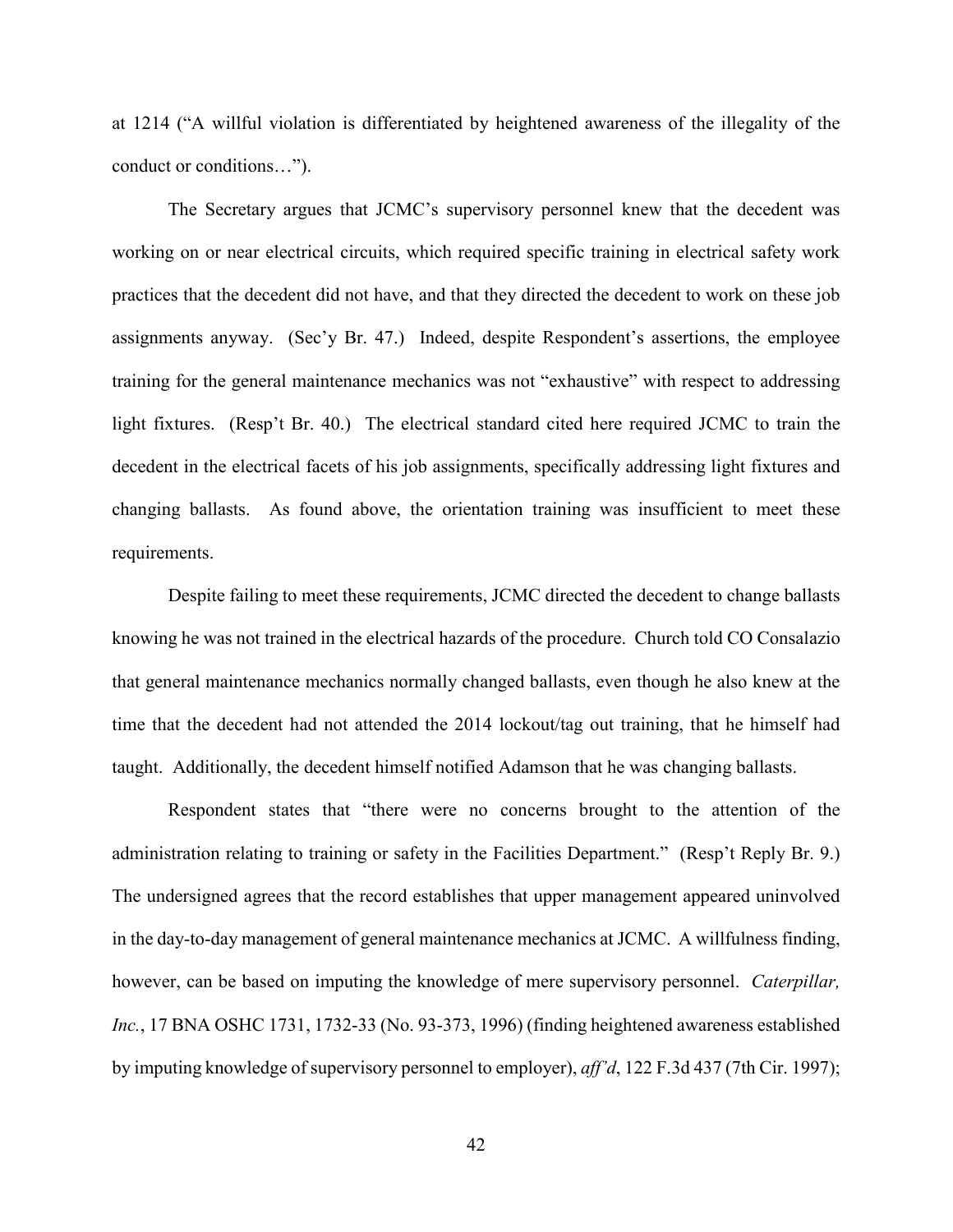at 1214 ("A willful violation is differentiated by heightened awareness of the illegality of the conduct or conditions…").

The Secretary argues that JCMC's supervisory personnel knew that the decedent was working on or near electrical circuits, which required specific training in electrical safety work practices that the decedent did not have, and that they directed the decedent to work on these job assignments anyway. (Sec'y Br. 47.) Indeed, despite Respondent's assertions, the employee training for the general maintenance mechanics was not "exhaustive" with respect to addressing light fixtures. (Resp't Br. 40.) The electrical standard cited here required JCMC to train the decedent in the electrical facets of his job assignments, specifically addressing light fixtures and changing ballasts. As found above, the orientation training was insufficient to meet these requirements.

Despite failing to meet these requirements, JCMC directed the decedent to change ballasts knowing he was not trained in the electrical hazards of the procedure. Church told CO Consalazio that general maintenance mechanics normally changed ballasts, even though he also knew at the time that the decedent had not attended the 2014 lockout/tag out training, that he himself had taught. Additionally, the decedent himself notified Adamson that he was changing ballasts.

Respondent states that "there were no concerns brought to the attention of the administration relating to training or safety in the Facilities Department." (Resp't Reply Br. 9.) The undersigned agrees that the record establishes that upper management appeared uninvolved in the day-to-day management of general maintenance mechanics at JCMC. A willfulness finding, however, can be based on imputing the knowledge of mere supervisory personnel. *Caterpillar, Inc.*, 17 BNA OSHC 1731, 1732-33 (No. 93-373, 1996) (finding heightened awareness established by imputing knowledge of supervisory personnel to employer), *aff'd*, 122 F.3d 437 (7th Cir. 1997);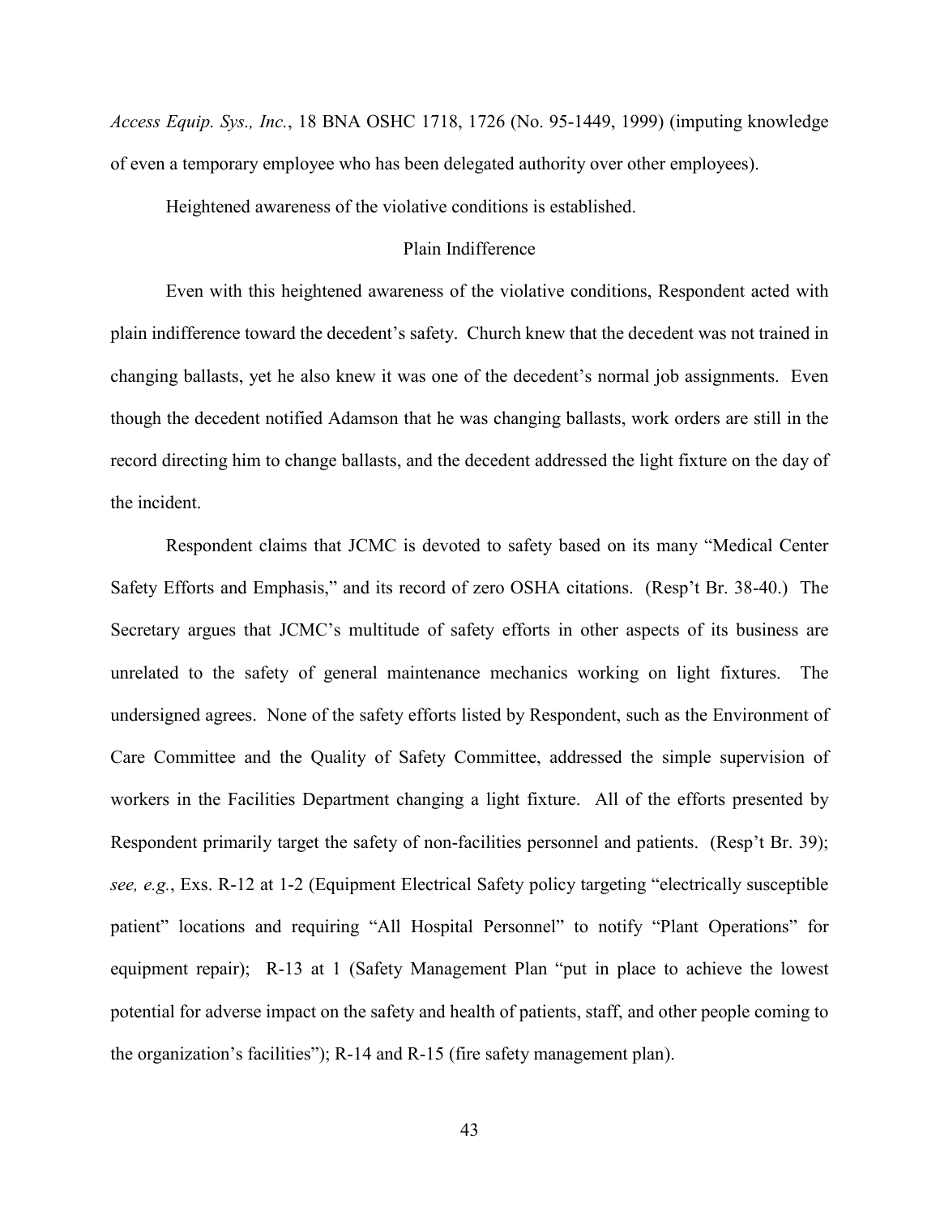*Access Equip. Sys., Inc.*, 18 BNA OSHC 1718, 1726 (No. 95-1449, 1999) (imputing knowledge of even a temporary employee who has been delegated authority over other employees).

Heightened awareness of the violative conditions is established.

### Plain Indifference

Even with this heightened awareness of the violative conditions, Respondent acted with plain indifference toward the decedent's safety. Church knew that the decedent was not trained in changing ballasts, yet he also knew it was one of the decedent's normal job assignments. Even though the decedent notified Adamson that he was changing ballasts, work orders are still in the record directing him to change ballasts, and the decedent addressed the light fixture on the day of the incident.

Respondent claims that JCMC is devoted to safety based on its many "Medical Center Safety Efforts and Emphasis," and its record of zero OSHA citations. (Resp't Br. 38-40.) The Secretary argues that JCMC's multitude of safety efforts in other aspects of its business are unrelated to the safety of general maintenance mechanics working on light fixtures. The undersigned agrees. None of the safety efforts listed by Respondent, such as the Environment of Care Committee and the Quality of Safety Committee, addressed the simple supervision of workers in the Facilities Department changing a light fixture. All of the efforts presented by Respondent primarily target the safety of non-facilities personnel and patients. (Resp't Br. 39); *see, e.g.*, Exs. R-12 at 1-2 (Equipment Electrical Safety policy targeting "electrically susceptible patient" locations and requiring "All Hospital Personnel" to notify "Plant Operations" for equipment repair); R-13 at 1 (Safety Management Plan "put in place to achieve the lowest potential for adverse impact on the safety and health of patients, staff, and other people coming to the organization's facilities"); R-14 and R-15 (fire safety management plan).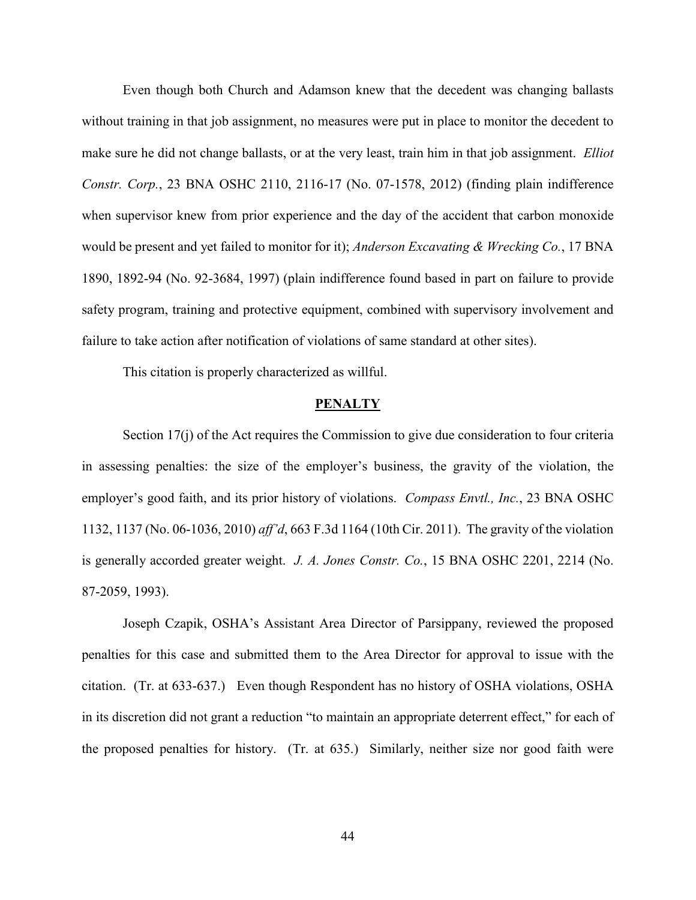Even though both Church and Adamson knew that the decedent was changing ballasts without training in that job assignment, no measures were put in place to monitor the decedent to make sure he did not change ballasts, or at the very least, train him in that job assignment. *Elliot Constr. Corp.*, 23 BNA OSHC 2110, 2116-17 (No. 07-1578, 2012) (finding plain indifference when supervisor knew from prior experience and the day of the accident that carbon monoxide would be present and yet failed to monitor for it); *Anderson Excavating & Wrecking Co.*, 17 BNA 1890, 1892-94 (No. 92-3684, 1997) (plain indifference found based in part on failure to provide safety program, training and protective equipment, combined with supervisory involvement and failure to take action after notification of violations of same standard at other sites).

This citation is properly characterized as willful.

## PENALTY

Section 17(j) of the Act requires the Commission to give due consideration to four criteria in assessing penalties: the size of the employer's business, the gravity of the violation, the employer's good faith, and its prior history of violations. *Compass Envtl., Inc.*, 23 BNA OSHC 1132, 1137 (No. 06-1036, 2010) *aff'd*, 663 F.3d 1164 (10th Cir. 2011). The gravity of the violation is generally accorded greater weight. *J. A. Jones Constr. Co.*, 15 BNA OSHC 2201, 2214 (No. 87-2059, 1993).

Joseph Czapik, OSHA's Assistant Area Director of Parsippany, reviewed the proposed penalties for this case and submitted them to the Area Director for approval to issue with the citation. (Tr. at 633-637.) Even though Respondent has no history of OSHA violations, OSHA in its discretion did not grant a reduction "to maintain an appropriate deterrent effect," for each of the proposed penalties for history. (Tr. at 635.) Similarly, neither size nor good faith were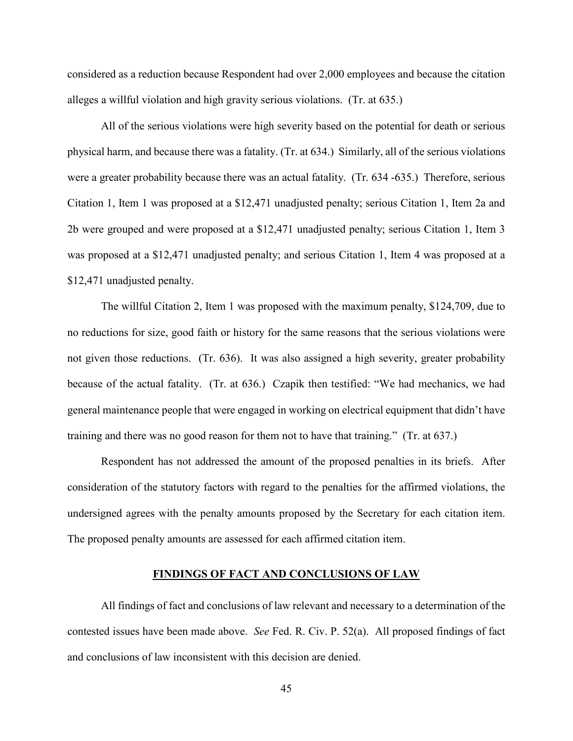considered as a reduction because Respondent had over 2,000 employees and because the citation alleges a willful violation and high gravity serious violations. (Tr. at 635.)

All of the serious violations were high severity based on the potential for death or serious physical harm, and because there was a fatality. (Tr. at 634.) Similarly, all of the serious violations were a greater probability because there was an actual fatality. (Tr. 634 -635.) Therefore, serious Citation 1, Item 1 was proposed at a $12,471 unadjusted penalty; serious Citation 1, Item 2a and 2b were grouped and were proposed at a $12,471 unadjusted penalty; serious Citation 1, Item 3 was proposed at a $12,471 unadjusted penalty; and serious Citation 1, Item 4 was proposed at a $12,471 unadjusted penalty.

The willful Citation 2, Item 1 was proposed with the maximum penalty, $124,709, due to no reductions for size, good faith or history for the same reasons that the serious violations were not given those reductions. (Tr. 636). It was also assigned a high severity, greater probability because of the actual fatality. (Tr. at 636.) Czapik then testified: "We had mechanics, we had general maintenance people that were engaged in working on electrical equipment that didn't have training and there was no good reason for them not to have that training." (Tr. at 637.)

Respondent has not addressed the amount of the proposed penalties in its briefs. After consideration of the statutory factors with regard to the penalties for the affirmed violations, the undersigned agrees with the penalty amounts proposed by the Secretary for each citation item. The proposed penalty amounts are assessed for each affirmed citation item.

## FINDINGS OF FACT AND CONCLUSIONS OF LAW

All findings of fact and conclusions of law relevant and necessary to a determination of the contested issues have been made above. *See* Fed. R. Civ. P. 52(a). All proposed findings of fact and conclusions of law inconsistent with this decision are denied.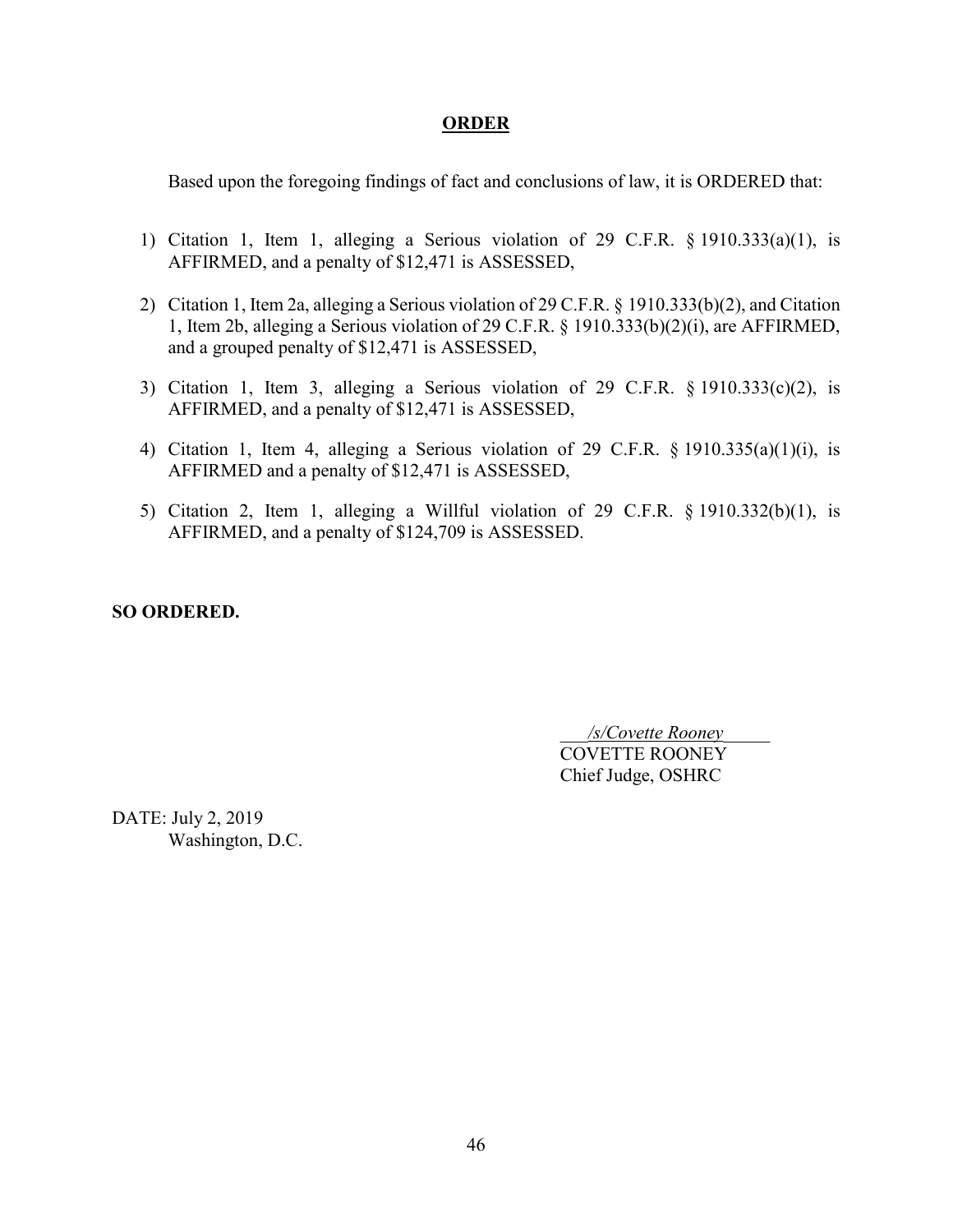## ORDER

Based upon the foregoing findings of fact and conclusions of law, it is ORDERED that:

1) Citation 1, Item 1, alleging a Serious violation of 29 C.F.R. § 1910.333(a)(1), is AFFIRMED, and a penalty of $12,471 is ASSESSED,

2) Citation 1, Item 2a, alleging a Serious violation of 29 C.F.R. § 1910.333(b)(2), and Citation 1, Item 2b, alleging a Serious violation of 29 C.F.R. § 1910.333(b)(2)(i), are AFFIRMED, and a grouped penalty of $12,471 is ASSESSED,

3) Citation 1, Item 3, alleging a Serious violation of 29 C.F.R. § 1910.333(c)(2), is AFFIRMED, and a penalty of $12,471 is ASSESSED,

4) Citation 1, Item 4, alleging a Serious violation of 29 C.F.R. § 1910.335(a)(1)(i), is AFFIRMED and a penalty of $12,471 is ASSESSED,

5) Citation 2, Item 1, alleging a Willful violation of 29 C.F.R. § 1910.332(b)(1), is AFFIRMED, and a penalty of $124,709 is ASSESSED.

**SO ORDERED.**

*/s/Covette Rooney*
COVETTE ROONEY
Chief Judge, OSHRC

DATE: July 2, 2019
Washington, D.C.